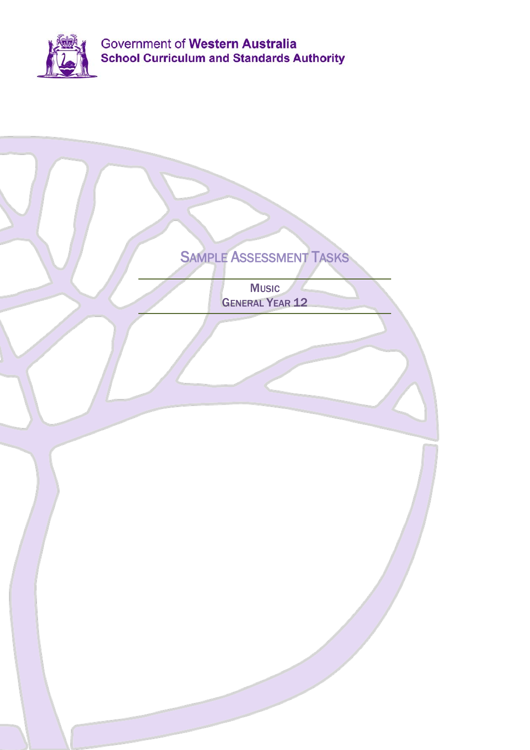Government of **Western Australia**
**School Curriculum and Standards Authority**

# Sample Assessment Tasks

## Music
## General Year 12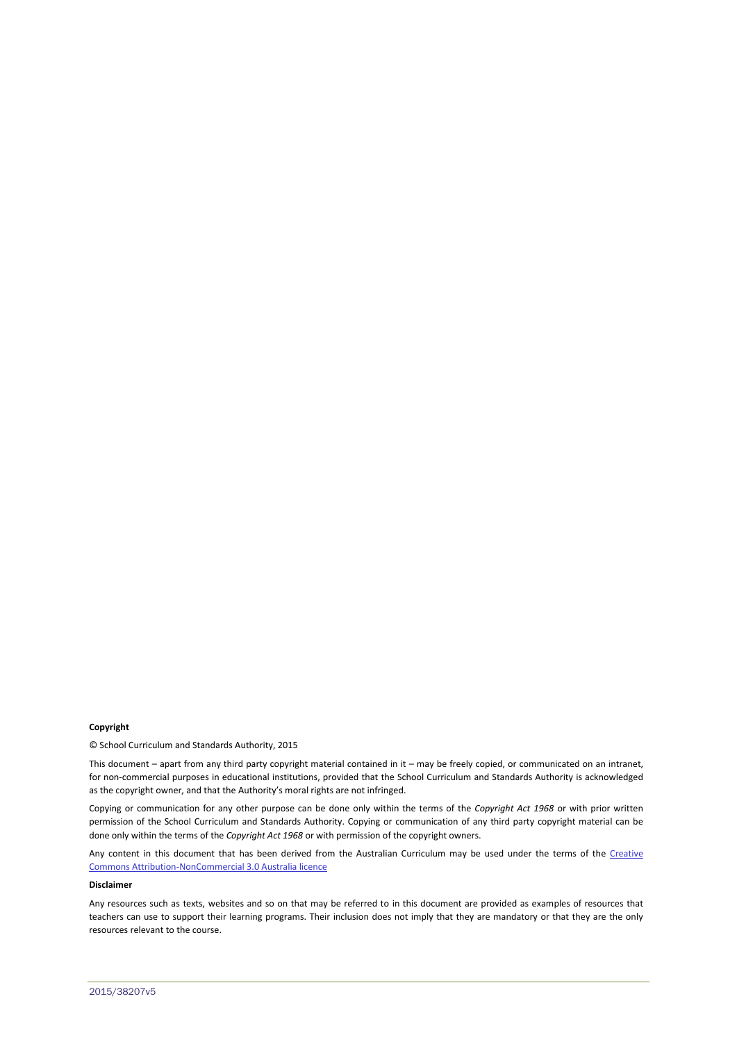**Copyright**

© School Curriculum and Standards Authority, 2015

This document – apart from any third party copyright material contained in it – may be freely copied, or communicated on an intranet, for non-commercial purposes in educational institutions, provided that the School Curriculum and Standards Authority is acknowledged as the copyright owner, and that the Authority's moral rights are not infringed.

Copying or communication for any other purpose can be done only within the terms of the *Copyright Act 1968* or with prior written permission of the School Curriculum and Standards Authority. Copying or communication of any third party copyright material can be done only within the terms of the *Copyright Act 1968* or with permission of the copyright owners.

Any content in this document that has been derived from the Australian Curriculum may be used under the terms of the Creative Commons Attribution-NonCommercial 3.0 Australia licence

**Disclaimer**

Any resources such as texts, websites and so on that may be referred to in this document are provided as examples of resources that teachers can use to support their learning programs. Their inclusion does not imply that they are mandatory or that they are the only resources relevant to the course.

2015/38207v5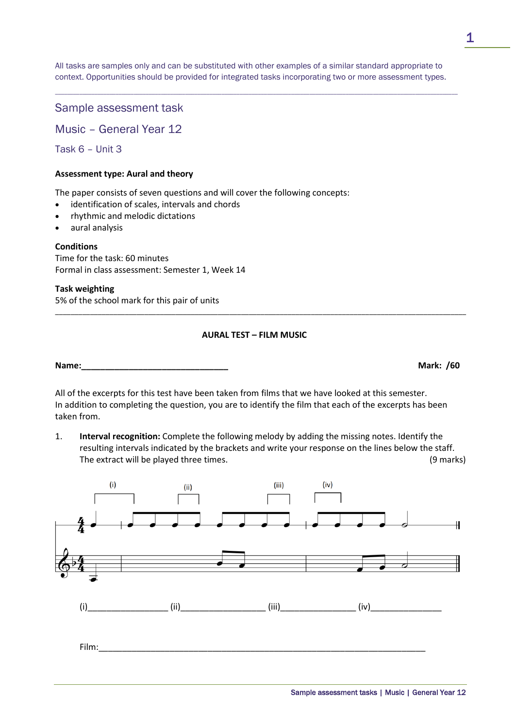All tasks are samples only and can be substituted with other examples of a similar standard appropriate to context. Opportunities should be provided for integrated tasks incorporating two or more assessment types.

## Sample assessment task

## Music – General Year 12

### Task 6 – Unit 3

**Assessment type: Aural and theory**

The paper consists of seven questions and will cover the following concepts:

- identification of scales, intervals and chords
- rhythmic and melodic dictations
- aural analysis

**Conditions**
Time for the task: 60 minutes
Formal in class assessment: Semester 1, Week 14

**Task weighting**
5% of the school mark for this pair of units

---

**AURAL TEST – FILM MUSIC**

**Name:**_______________________________ **Mark: /60**

All of the excerpts for this test have been taken from films that we have looked at this semester.
In addition to completing the question, you are to identify the film that each of the excerpts has been taken from.

1. **Interval recognition:** Complete the following melody by adding the missing notes. Identify the resulting intervals indicated by the brackets and write your response on the lines below the staff. The extract will be played three times. (9 marks)

(i)________________ (ii)_________________ (iii)_______________ (iv)______________

Film:________________________________________________________________________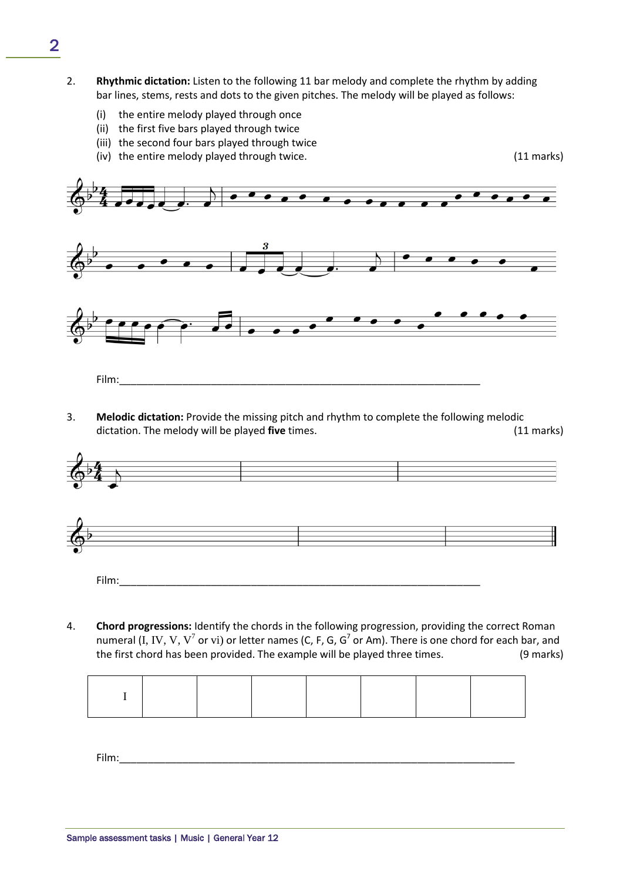2. **Rhythmic dictation:** Listen to the following 11 bar melody and complete the rhythm by adding bar lines, stems, rests and dots to the given pitches. The melody will be played as follows:

   (i) the entire melody played through once
   (ii) the first five bars played through twice
   (iii) the second four bars played through twice
   (iv) the entire melody played through twice. (11 marks)

Film:___________________________________________________________________

3. **Melodic dictation:** Provide the missing pitch and rhythm to complete the following melodic dictation. The melody will be played **five** times. (11 marks)

Film:___________________________________________________________________

4. **Chord progressions:** Identify the chords in the following progression, providing the correct Roman numeral (I, IV, V, $V^7$ or vi) or letter names (C, F, G, $G^7$ or Am). There is one chord for each bar, and the first chord has been provided. The example will be played three times. (9 marks)

| I | | | | | | | |
|---|---|---|---|---|---|---|---|

Film:___________________________________________________________________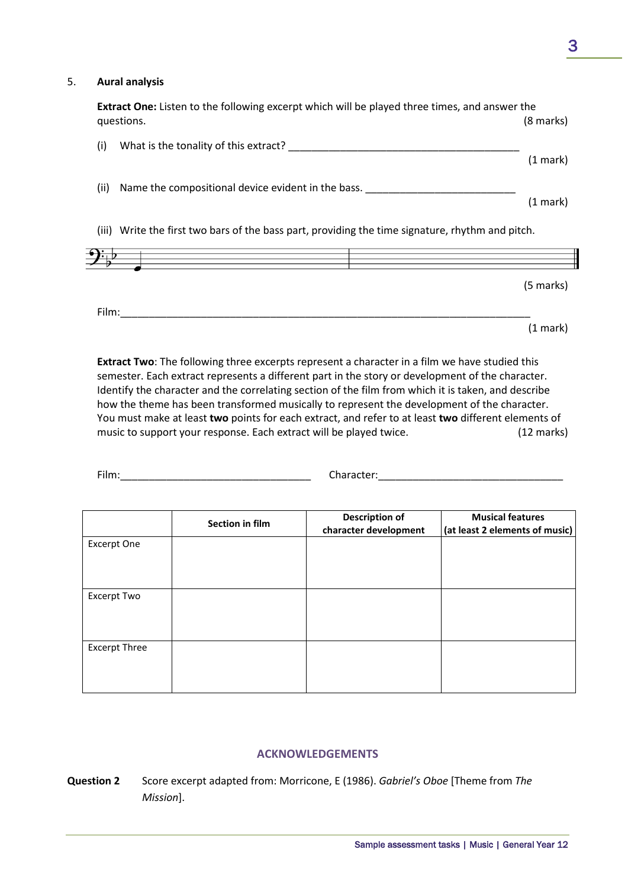5. **Aural analysis**

**Extract One:** Listen to the following excerpt which will be played three times, and answer the questions. (8 marks)

(i) What is the tonality of this extract? ________________________________________ (1 mark)

(ii) Name the compositional device evident in the bass. ___________________________ (1 mark)

(iii) Write the first two bars of the bass part, providing the time signature, rhythm and pitch.

(5 marks)

Film:___________________________________________________________________________ (1 mark)

**Extract Two**: The following three excerpts represent a character in a film we have studied this semester. Each extract represents a different part in the story or development of the character. Identify the character and the correlating section of the film from which it is taken, and describe how the theme has been transformed musically to represent the development of the character. You must make at least **two** points for each extract, and refer to at least **two** different elements of music to support your response. Each extract will be played twice. (12 marks)

Film:_________________________________ Character:________________________________

| | Section in film | Description of character development | Musical features (at least 2 elements of music) |
|---|---|---|---|
| Excerpt One | | | |
| Excerpt Two | | | |
| Excerpt Three | | | |

## ACKNOWLEDGEMENTS

**Question 2** Score excerpt adapted from: Morricone, E (1986). *Gabriel's Oboe* [Theme from *The Mission*].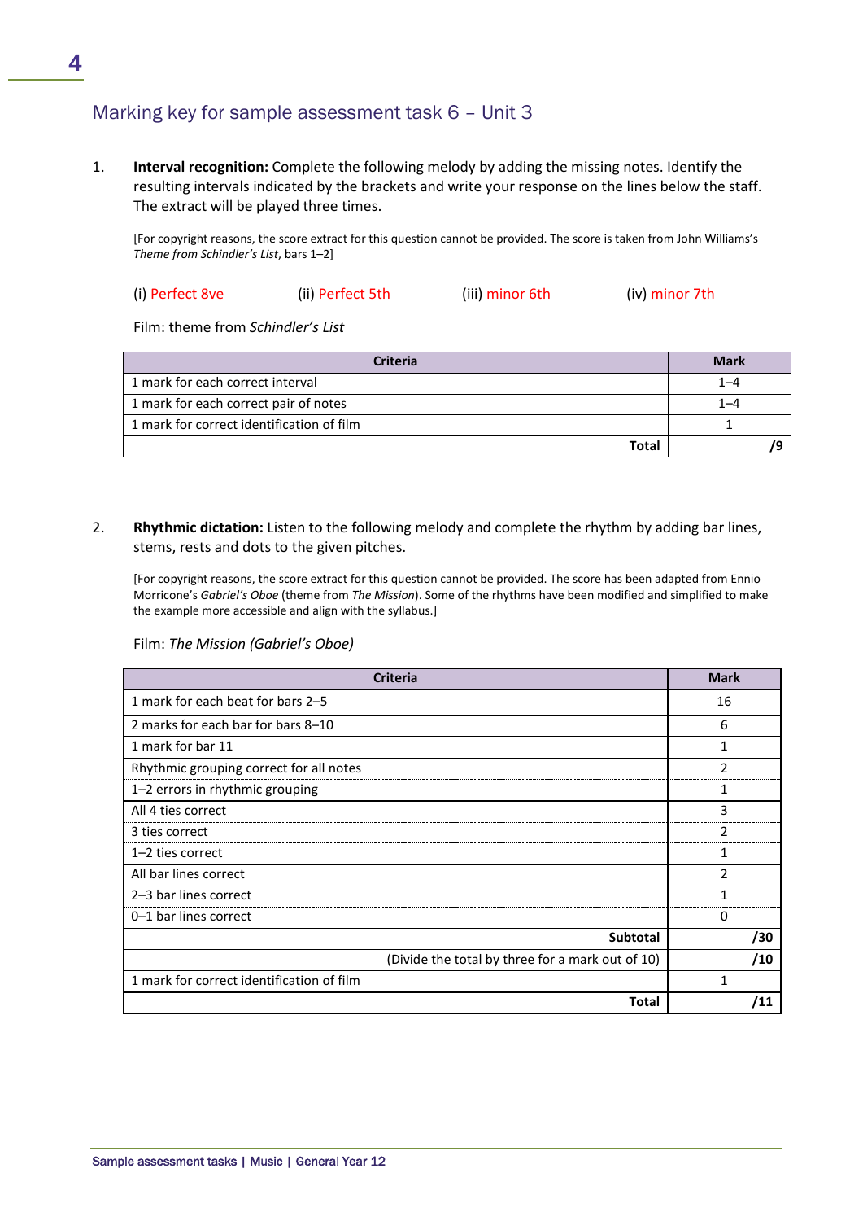## Marking key for sample assessment task 6 – Unit 3

1. **Interval recognition:** Complete the following melody by adding the missing notes. Identify the resulting intervals indicated by the brackets and write your response on the lines below the staff. The extract will be played three times.

   [For copyright reasons, the score extract for this question cannot be provided. The score is taken from John Williams's *Theme from Schindler's List*, bars 1–2]

   (i) Perfect 8ve (ii) Perfect 5th (iii) minor 6th (iv) minor 7th

   Film: theme from *Schindler's List*

| Criteria | Mark |
|---|---|
| 1 mark for each correct interval | 1–4 |
| 1 mark for each correct pair of notes | 1–4 |
| 1 mark for correct identification of film | 1 |
| **Total** | **/9** |

2. **Rhythmic dictation:** Listen to the following melody and complete the rhythm by adding bar lines, stems, rests and dots to the given pitches.

   [For copyright reasons, the score extract for this question cannot be provided. The score has been adapted from Ennio Morricone's *Gabriel's Oboe* (theme from *The Mission*). Some of the rhythms have been modified and simplified to make the example more accessible and align with the syllabus.]

   Film: *The Mission (Gabriel's Oboe)*

| Criteria | Mark |
|---|---|
| 1 mark for each beat for bars 2–5 | 16 |
| 2 marks for each bar for bars 8–10 | 6 |
| 1 mark for bar 11 | 1 |
| Rhythmic grouping correct for all notes | 2 |
| 1–2 errors in rhythmic grouping | 1 |
| All 4 ties correct | 3 |
| 3 ties correct | 2 |
| 1–2 ties correct | 1 |
| All bar lines correct | 2 |
| 2–3 bar lines correct | 1 |
| 0–1 bar lines correct | 0 |
| **Subtotal** | **/30** |
| (Divide the total by three for a mark out of 10) | **/10** |
| 1 mark for correct identification of film | 1 |
| **Total** | **/11** |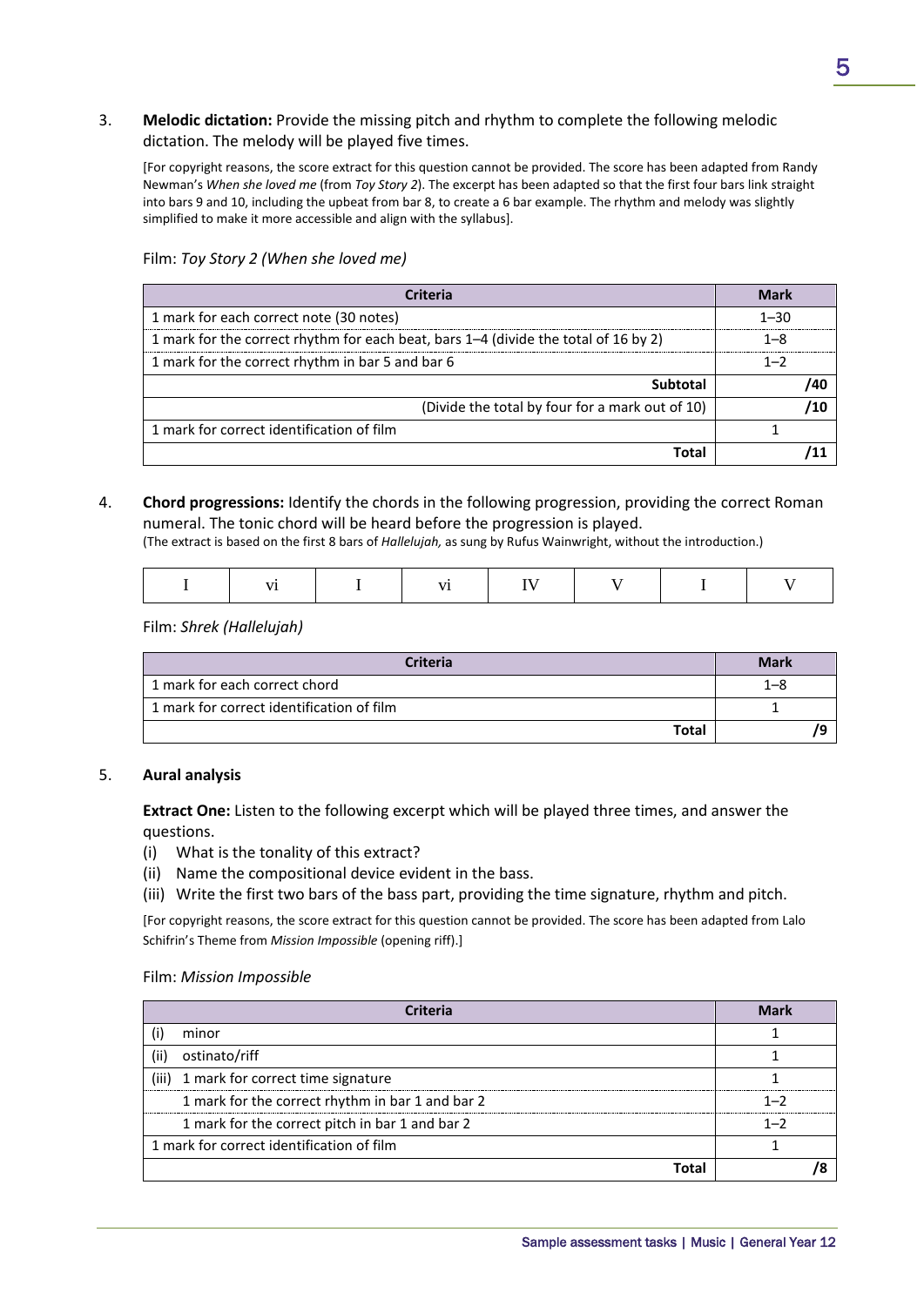3. **Melodic dictation:** Provide the missing pitch and rhythm to complete the following melodic dictation. The melody will be played five times.

[For copyright reasons, the score extract for this question cannot be provided. The score has been adapted from Randy Newman's *When she loved me* (from *Toy Story 2*). The excerpt has been adapted so that the first four bars link straight into bars 9 and 10, including the upbeat from bar 8, to create a 6 bar example. The rhythm and melody was slightly simplified to make it more accessible and align with the syllabus].

Film: *Toy Story 2 (When she loved me)*

| Criteria | Mark |
|---|---|
| 1 mark for each correct note (30 notes) | 1–30 |
| 1 mark for the correct rhythm for each beat, bars 1–4 (divide the total of 16 by 2) | 1–8 |
| 1 mark for the correct rhythm in bar 5 and bar 6 | 1–2 |
| **Subtotal** | **/40** |
| (Divide the total by four for a mark out of 10) | **/10** |
| 1 mark for correct identification of film | 1 |
| **Total** | **/11** |

4. **Chord progressions:** Identify the chords in the following progression, providing the correct Roman numeral. The tonic chord will be heard before the progression is played.
(The extract is based on the first 8 bars of *Hallelujah,* as sung by Rufus Wainwright, without the introduction.)

| I | vi | I | vi | IV | V | I | V |
|---|---|---|---|---|---|---|---|

Film: *Shrek (Hallelujah)*

| Criteria | Mark |
|---|---|
| 1 mark for each correct chord | 1–8 |
| 1 mark for correct identification of film | 1 |
| **Total** | **/9** |

5. **Aural analysis**

**Extract One:** Listen to the following excerpt which will be played three times, and answer the questions.

(i) What is the tonality of this extract?
(ii) Name the compositional device evident in the bass.
(iii) Write the first two bars of the bass part, providing the time signature, rhythm and pitch.

[For copyright reasons, the score extract for this question cannot be provided. The score has been adapted from Lalo Schifrin's Theme from *Mission Impossible* (opening riff).]

Film: *Mission Impossible*

| Criteria | Mark |
|---|---|
| (i) minor | 1 |
| (ii) ostinato/riff | 1 |
| (iii) 1 mark for correct time signature | 1 |
| 1 mark for the correct rhythm in bar 1 and bar 2 | 1–2 |
| 1 mark for the correct pitch in bar 1 and bar 2 | 1–2 |
| 1 mark for correct identification of film | 1 |
| **Total** | **/8** |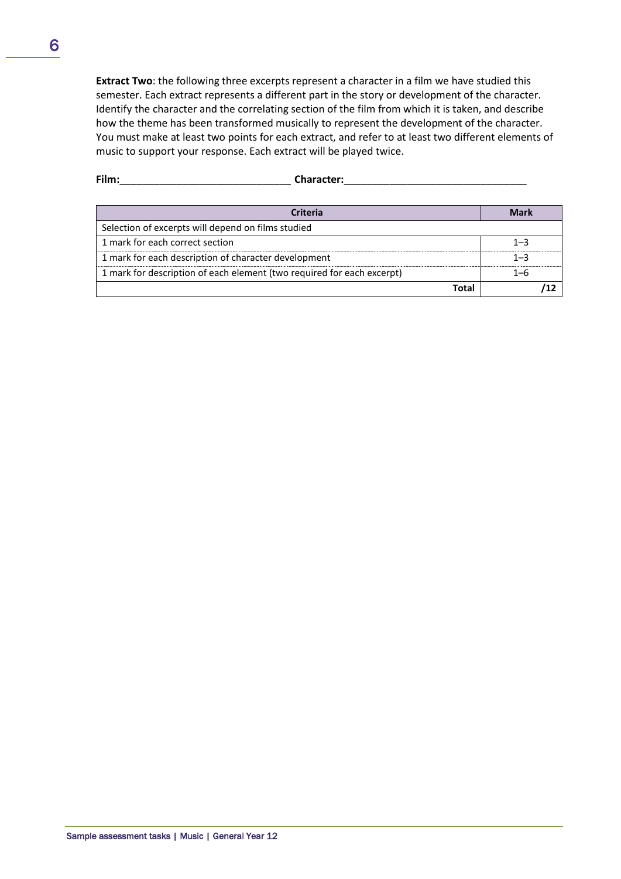**Extract Two**: the following three excerpts represent a character in a film we have studied this semester. Each extract represents a different part in the story or development of the character. Identify the character and the correlating section of the film from which it is taken, and describe how the theme has been transformed musically to represent the development of the character. You must make at least two points for each extract, and refer to at least two different elements of music to support your response. Each extract will be played twice.

**Film:**______________________________ **Character:**________________________________

| Criteria | Mark |
|---|---|
| Selection of excerpts will depend on films studied | |
| 1 mark for each correct section | 1–3 |
| 1 mark for each description of character development | 1–3 |
| 1 mark for description of each element (two required for each excerpt) | 1–6 |
| **Total** | **/12** |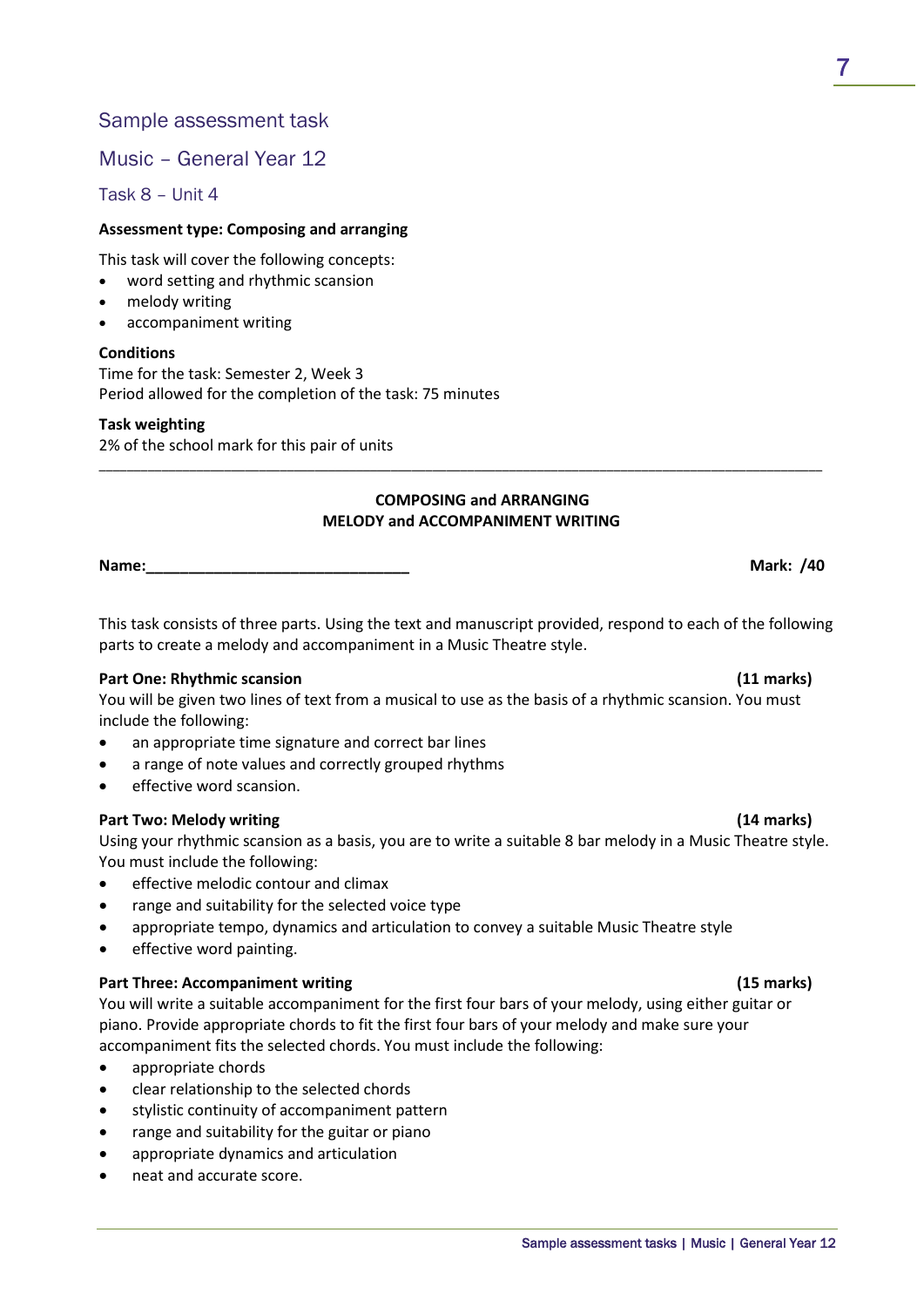## Sample assessment task

## Music – General Year 12

### Task 8 – Unit 4

**Assessment type: Composing and arranging**

This task will cover the following concepts:

- word setting and rhythmic scansion
- melody writing
- accompaniment writing

**Conditions**
Time for the task: Semester 2, Week 3
Period allowed for the completion of the task: 75 minutes

**Task weighting**
2% of the school mark for this pair of units

---

**COMPOSING and ARRANGING**
**MELODY and ACCOMPANIMENT WRITING**

**Name:\_\_\_\_\_\_\_\_\_\_\_\_\_\_\_\_\_\_\_\_\_\_\_\_\_\_\_\_\_\_\_\_\_\_\_\_** **Mark: /40**

This task consists of three parts. Using the text and manuscript provided, respond to each of the following parts to create a melody and accompaniment in a Music Theatre style.

**Part One: Rhythmic scansion** **(11 marks)**
You will be given two lines of text from a musical to use as the basis of a rhythmic scansion. You must include the following:

- an appropriate time signature and correct bar lines
- a range of note values and correctly grouped rhythms
- effective word scansion.

**Part Two: Melody writing** **(14 marks)**
Using your rhythmic scansion as a basis, you are to write a suitable 8 bar melody in a Music Theatre style. You must include the following:

- effective melodic contour and climax
- range and suitability for the selected voice type
- appropriate tempo, dynamics and articulation to convey a suitable Music Theatre style
- effective word painting.

**Part Three: Accompaniment writing** **(15 marks)**
You will write a suitable accompaniment for the first four bars of your melody, using either guitar or piano. Provide appropriate chords to fit the first four bars of your melody and make sure your accompaniment fits the selected chords. You must include the following:

- appropriate chords
- clear relationship to the selected chords
- stylistic continuity of accompaniment pattern
- range and suitability for the guitar or piano
- appropriate dynamics and articulation
- neat and accurate score.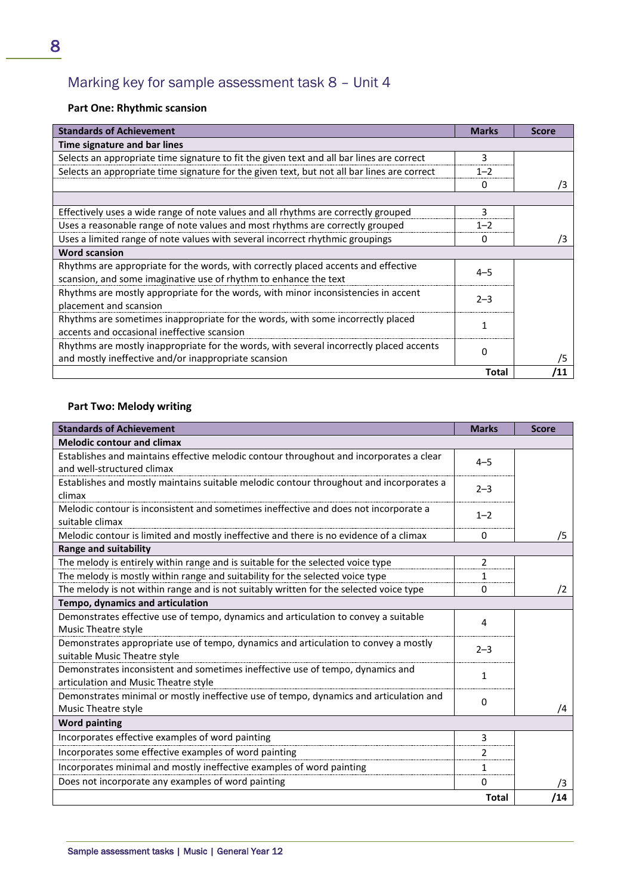## Marking key for sample assessment task 8 – Unit 4

### Part One: Rhythmic scansion

| Standards of Achievement | Marks | Score |
|---|---|---|
| **Time signature and bar lines** | | |
| Selects an appropriate time signature to fit the given text and all bar lines are correct | 3 | |
| Selects an appropriate time signature for the given text, but not all bar lines are correct | 1–2 | |
| | 0 | /3 |
| | | |
| Effectively uses a wide range of note values and all rhythms are correctly grouped | 3 | |
| Uses a reasonable range of note values and most rhythms are correctly grouped | 1–2 | |
| Uses a limited range of note values with several incorrect rhythmic groupings | 0 | /3 |
| **Word scansion** | | |
| Rhythms are appropriate for the words, with correctly placed accents and effective scansion, and some imaginative use of rhythm to enhance the text | 4–5 | |
| Rhythms are mostly appropriate for the words, with minor inconsistencies in accent placement and scansion | 2–3 | |
| Rhythms are sometimes inappropriate for the words, with some incorrectly placed accents and occasional ineffective scansion | 1 | |
| Rhythms are mostly inappropriate for the words, with several incorrectly placed accents and mostly ineffective and/or inappropriate scansion | 0 | /5 |
| | **Total** | **/11** |

### Part Two: Melody writing

| Standards of Achievement | Marks | Score |
|---|---|---|
| **Melodic contour and climax** | | |
| Establishes and maintains effective melodic contour throughout and incorporates a clear and well-structured climax | 4–5 | |
| Establishes and mostly maintains suitable melodic contour throughout and incorporates a climax | 2–3 | |
| Melodic contour is inconsistent and sometimes ineffective and does not incorporate a suitable climax | 1–2 | |
| Melodic contour is limited and mostly ineffective and there is no evidence of a climax | 0 | /5 |
| **Range and suitability** | | |
| The melody is entirely within range and is suitable for the selected voice type | 2 | |
| The melody is mostly within range and suitability for the selected voice type | 1 | |
| The melody is not within range and is not suitably written for the selected voice type | 0 | /2 |
| **Tempo, dynamics and articulation** | | |
| Demonstrates effective use of tempo, dynamics and articulation to convey a suitable Music Theatre style | 4 | |
| Demonstrates appropriate use of tempo, dynamics and articulation to convey a mostly suitable Music Theatre style | 2–3 | |
| Demonstrates inconsistent and sometimes ineffective use of tempo, dynamics and articulation and Music Theatre style | 1 | |
| Demonstrates minimal or mostly ineffective use of tempo, dynamics and articulation and Music Theatre style | 0 | /4 |
| **Word painting** | | |
| Incorporates effective examples of word painting | 3 | |
| Incorporates some effective examples of word painting | 2 | |
| Incorporates minimal and mostly ineffective examples of word painting | 1 | |
| Does not incorporate any examples of word painting | 0 | /3 |
| | **Total** | **/14** |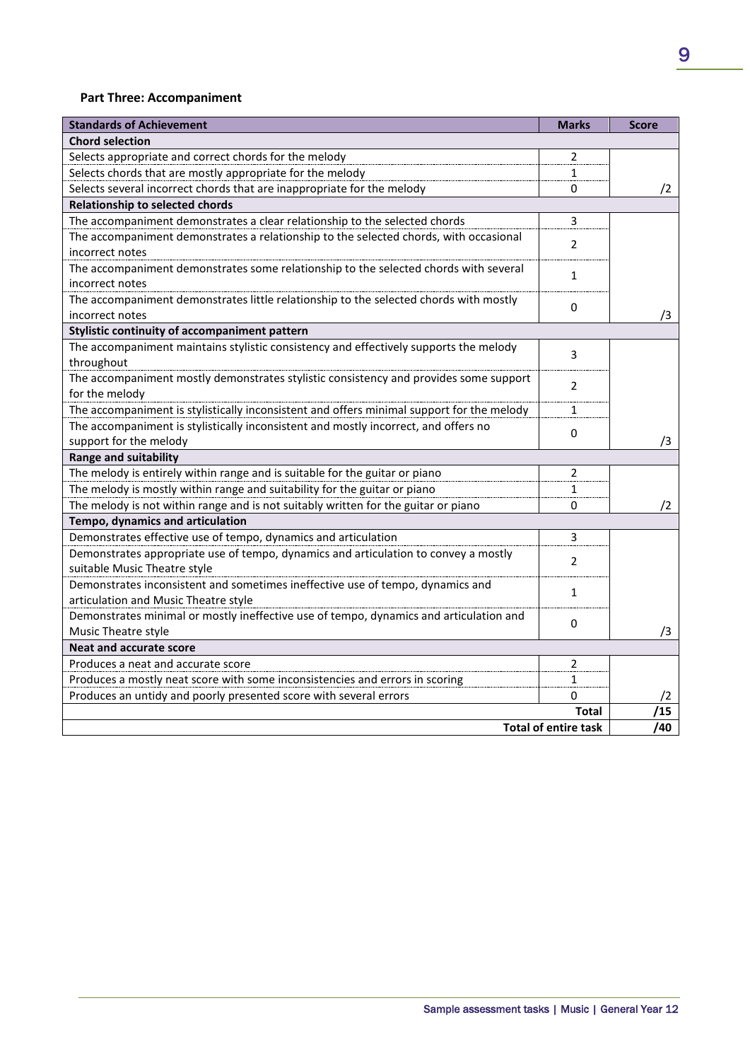**Part Three: Accompaniment**

| Standards of Achievement | Marks | Score |
|---|---|---|
| **Chord selection** | | |
| Selects appropriate and correct chords for the melody | 2 | |
| Selects chords that are mostly appropriate for the melody | 1 | |
| Selects several incorrect chords that are inappropriate for the melody | 0 | /2 |
| **Relationship to selected chords** | | |
| The accompaniment demonstrates a clear relationship to the selected chords | 3 | |
| The accompaniment demonstrates a relationship to the selected chords, with occasional incorrect notes | 2 | |
| The accompaniment demonstrates some relationship to the selected chords with several incorrect notes | 1 | |
| The accompaniment demonstrates little relationship to the selected chords with mostly incorrect notes | 0 | /3 |
| **Stylistic continuity of accompaniment pattern** | | |
| The accompaniment maintains stylistic consistency and effectively supports the melody throughout | 3 | |
| The accompaniment mostly demonstrates stylistic consistency and provides some support for the melody | 2 | |
| The accompaniment is stylistically inconsistent and offers minimal support for the melody | 1 | |
| The accompaniment is stylistically inconsistent and mostly incorrect, and offers no support for the melody | 0 | /3 |
| **Range and suitability** | | |
| The melody is entirely within range and is suitable for the guitar or piano | 2 | |
| The melody is mostly within range and suitability for the guitar or piano | 1 | |
| The melody is not within range and is not suitably written for the guitar or piano | 0 | /2 |
| **Tempo, dynamics and articulation** | | |
| Demonstrates effective use of tempo, dynamics and articulation | 3 | |
| Demonstrates appropriate use of tempo, dynamics and articulation to convey a mostly suitable Music Theatre style | 2 | |
| Demonstrates inconsistent and sometimes ineffective use of tempo, dynamics and articulation and Music Theatre style | 1 | |
| Demonstrates minimal or mostly ineffective use of tempo, dynamics and articulation and Music Theatre style | 0 | /3 |
| **Neat and accurate score** | | |
| Produces a neat and accurate score | 2 | |
| Produces a mostly neat score with some inconsistencies and errors in scoring | 1 | |
| Produces an untidy and poorly presented score with several errors | 0 | /2 |
| | **Total** | **/15** |
| | **Total of entire task** | **/40** |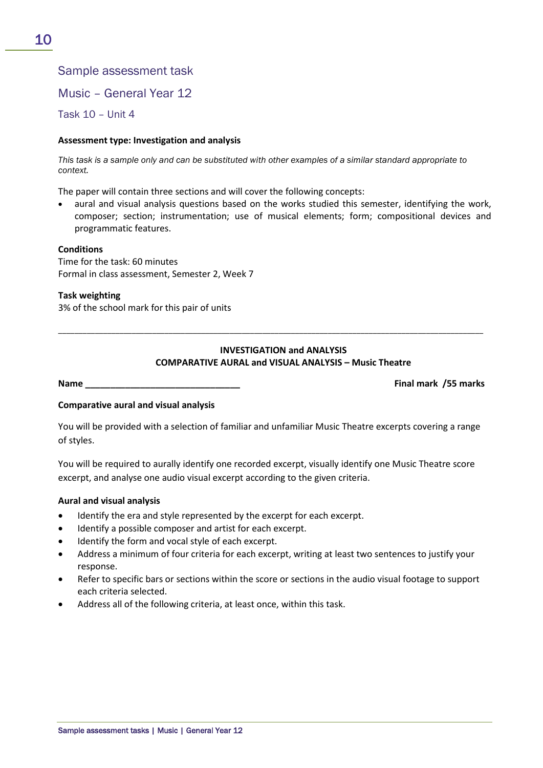## Sample assessment task

## Music – General Year 12

### Task 10 – Unit 4

**Assessment type: Investigation and analysis**

*This task is a sample only and can be substituted with other examples of a similar standard appropriate to context.*

The paper will contain three sections and will cover the following concepts:

- aural and visual analysis questions based on the works studied this semester, identifying the work, composer; section; instrumentation; use of musical elements; form; compositional devices and programmatic features.

**Conditions**
Time for the task: 60 minutes
Formal in class assessment, Semester 2, Week 7

**Task weighting**
3% of the school mark for this pair of units

---

**INVESTIGATION and ANALYSIS**
**COMPARATIVE AURAL and VISUAL ANALYSIS – Music Theatre**

**Name** ________________________________ **Final mark /55 marks**

**Comparative aural and visual analysis**

You will be provided with a selection of familiar and unfamiliar Music Theatre excerpts covering a range of styles.

You will be required to aurally identify one recorded excerpt, visually identify one Music Theatre score excerpt, and analyse one audio visual excerpt according to the given criteria.

**Aural and visual analysis**

- Identify the era and style represented by the excerpt for each excerpt.
- Identify a possible composer and artist for each excerpt.
- Identify the form and vocal style of each excerpt.
- Address a minimum of four criteria for each excerpt, writing at least two sentences to justify your response.
- Refer to specific bars or sections within the score or sections in the audio visual footage to support each criteria selected.
- Address all of the following criteria, at least once, within this task.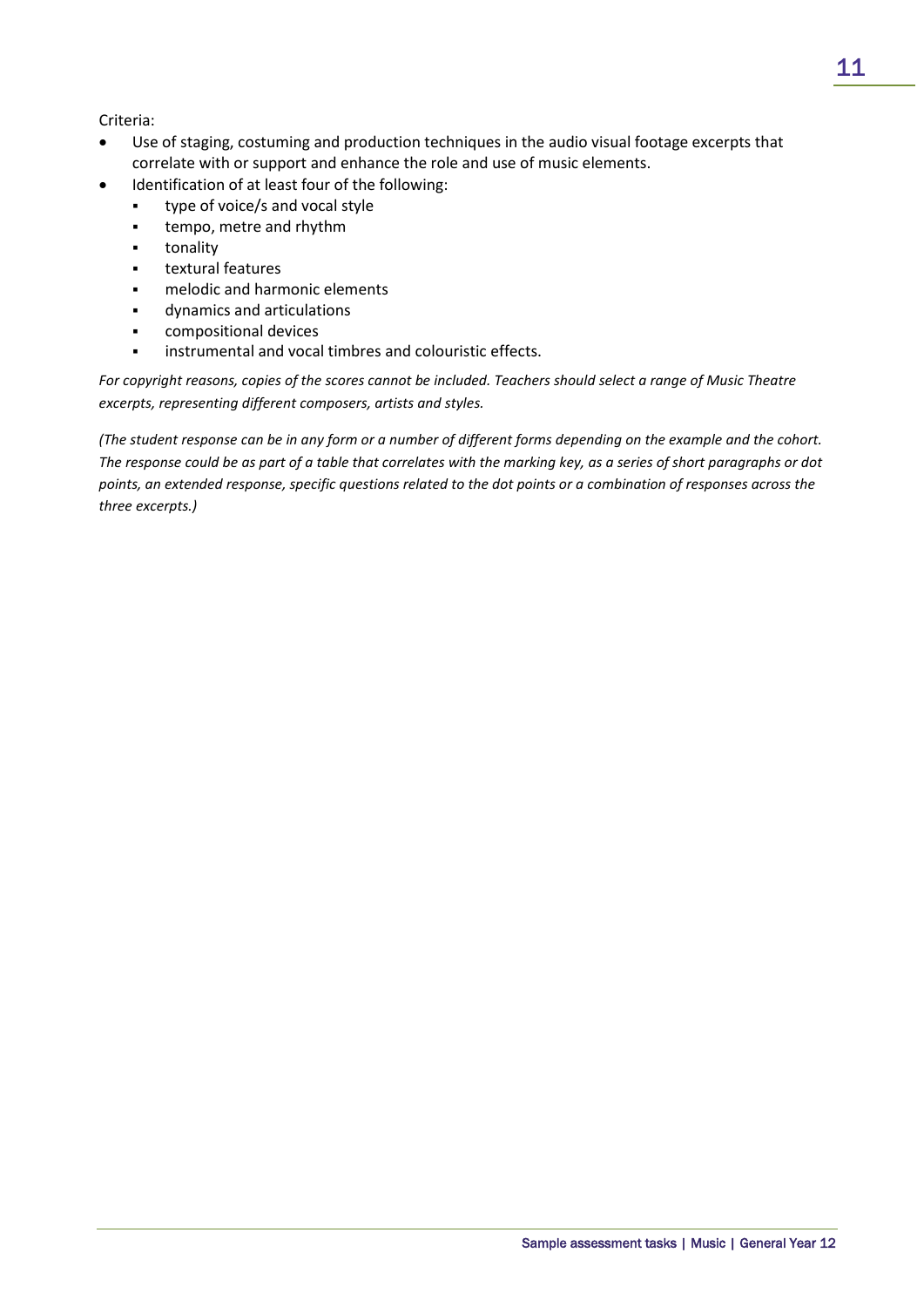Criteria:

- Use of staging, costuming and production techniques in the audio visual footage excerpts that correlate with or support and enhance the role and use of music elements.
- Identification of at least four of the following:
  - type of voice/s and vocal style
  - tempo, metre and rhythm
  - tonality
  - textural features
  - melodic and harmonic elements
  - dynamics and articulations
  - compositional devices
  - instrumental and vocal timbres and colouristic effects.

*For copyright reasons, copies of the scores cannot be included. Teachers should select a range of Music Theatre excerpts, representing different composers, artists and styles.*

*(The student response can be in any form or a number of different forms depending on the example and the cohort. The response could be as part of a table that correlates with the marking key, as a series of short paragraphs or dot points, an extended response, specific questions related to the dot points or a combination of responses across the three excerpts.)*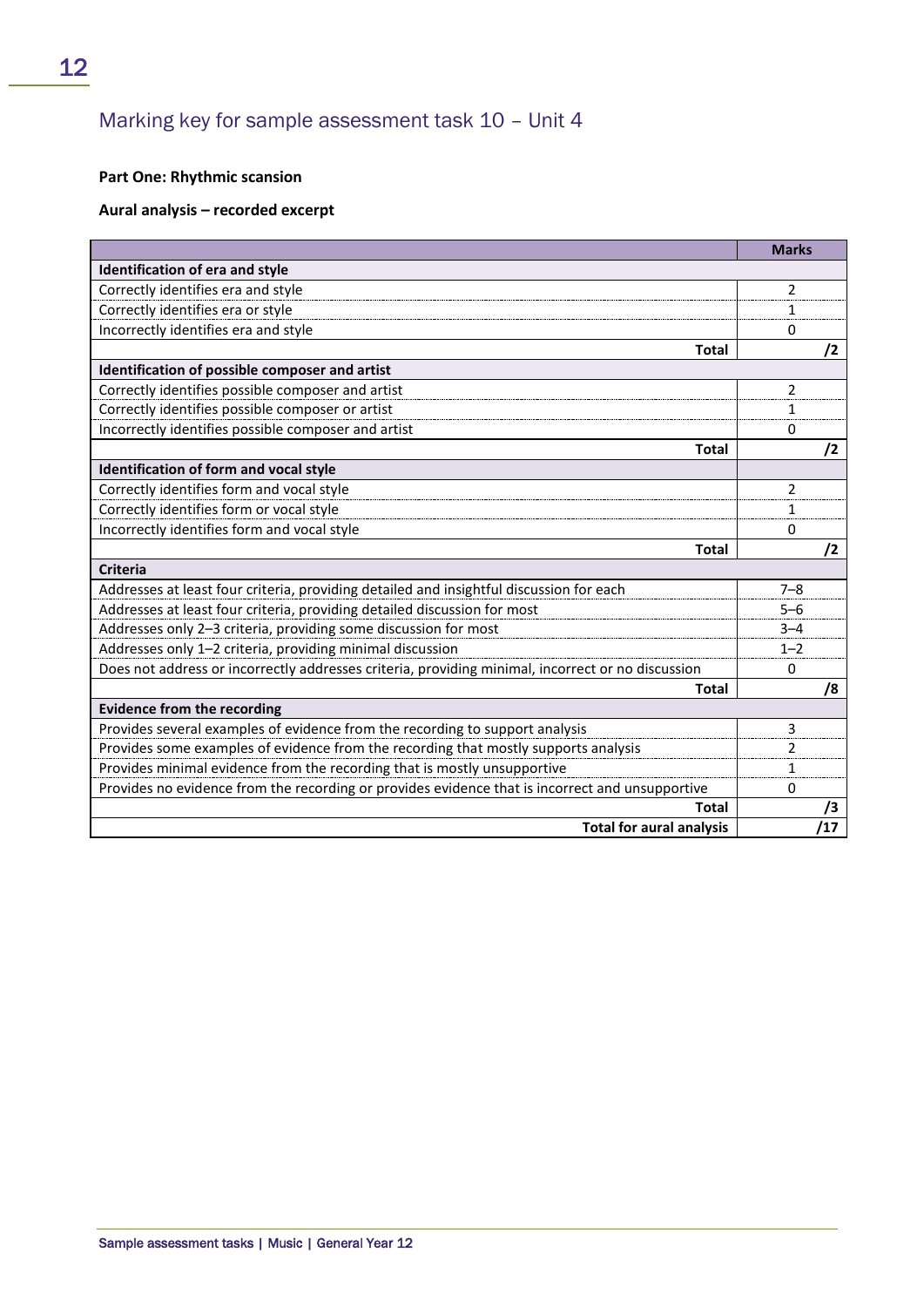## Marking key for sample assessment task 10 – Unit 4

**Part One: Rhythmic scansion**

**Aural analysis – recorded excerpt**

| | Marks |
|---|---|
| **Identification of era and style** | |
| Correctly identifies era and style | 2 |
| Correctly identifies era or style | 1 |
| Incorrectly identifies era and style | 0 |
| **Total** | **/2** |
| **Identification of possible composer and artist** | |
| Correctly identifies possible composer and artist | 2 |
| Correctly identifies possible composer or artist | 1 |
| Incorrectly identifies possible composer and artist | 0 |
| **Total** | **/2** |
| **Identification of form and vocal style** | |
| Correctly identifies form and vocal style | 2 |
| Correctly identifies form or vocal style | 1 |
| Incorrectly identifies form and vocal style | 0 |
| **Total** | **/2** |
| **Criteria** | |
| Addresses at least four criteria, providing detailed and insightful discussion for each | 7–8 |
| Addresses at least four criteria, providing detailed discussion for most | 5–6 |
| Addresses only 2–3 criteria, providing some discussion for most | 3–4 |
| Addresses only 1–2 criteria, providing minimal discussion | 1–2 |
| Does not address or incorrectly addresses criteria, providing minimal, incorrect or no discussion | 0 |
| **Total** | **/8** |
| **Evidence from the recording** | |
| Provides several examples of evidence from the recording to support analysis | 3 |
| Provides some examples of evidence from the recording that mostly supports analysis | 2 |
| Provides minimal evidence from the recording that is mostly unsupportive | 1 |
| Provides no evidence from the recording or provides evidence that is incorrect and unsupportive | 0 |
| **Total** | **/3** |
| **Total for aural analysis** | **/17** |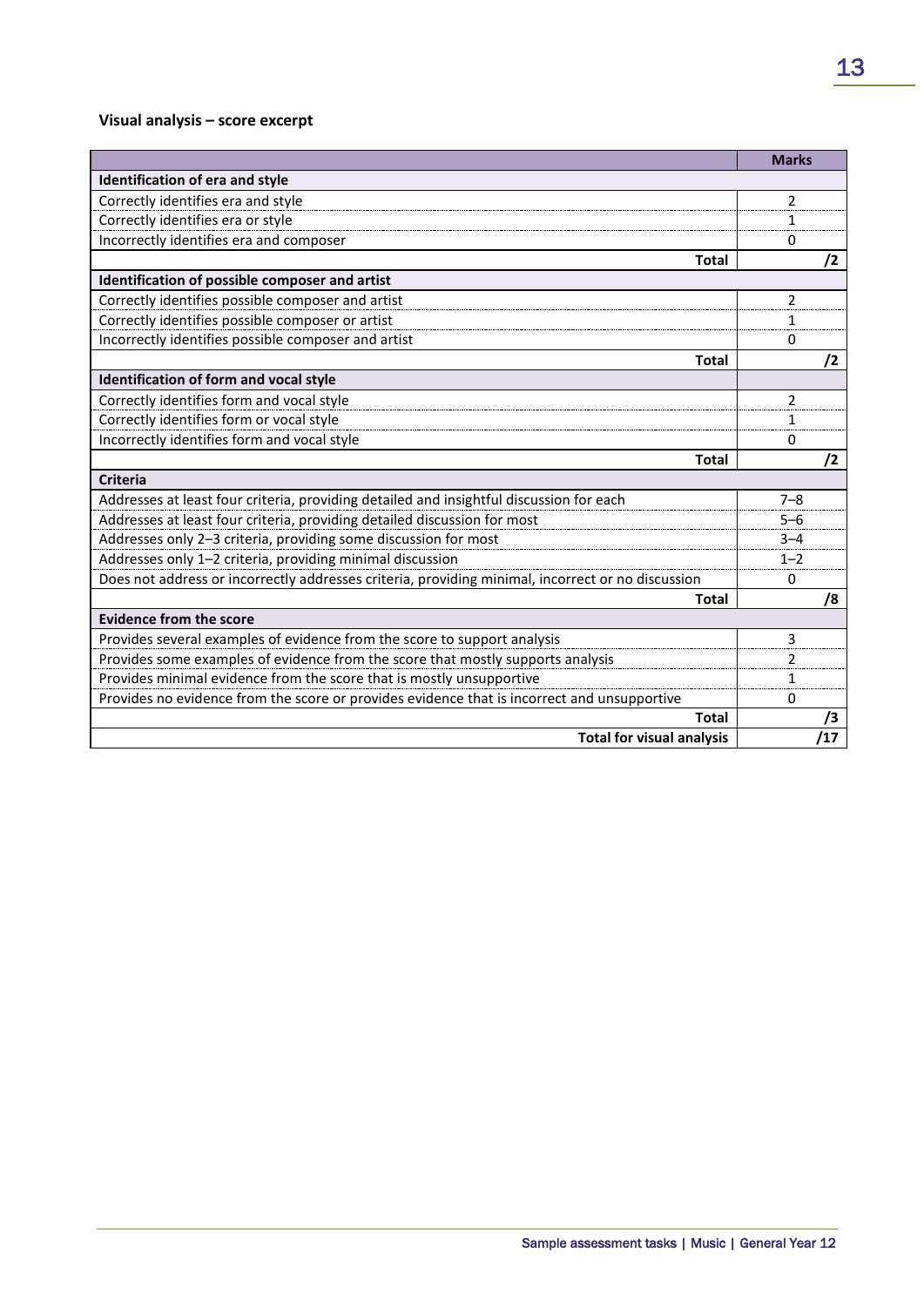**Visual analysis – score excerpt**

| | Marks |
|---|---|
| **Identification of era and style** | |
| Correctly identifies era and style | 2 |
| Correctly identifies era or style | 1 |
| Incorrectly identifies era and composer | 0 |
| **Total** | **/2** |
| **Identification of possible composer and artist** | |
| Correctly identifies possible composer and artist | 2 |
| Correctly identifies possible composer or artist | 1 |
| Incorrectly identifies possible composer and artist | 0 |
| **Total** | **/2** |
| **Identification of form and vocal style** | |
| Correctly identifies form and vocal style | 2 |
| Correctly identifies form or vocal style | 1 |
| Incorrectly identifies form and vocal style | 0 |
| **Total** | **/2** |
| **Criteria** | |
| Addresses at least four criteria, providing detailed and insightful discussion for each | 7–8 |
| Addresses at least four criteria, providing detailed discussion for most | 5–6 |
| Addresses only 2–3 criteria, providing some discussion for most | 3–4 |
| Addresses only 1–2 criteria, providing minimal discussion | 1–2 |
| Does not address or incorrectly addresses criteria, providing minimal, incorrect or no discussion | 0 |
| **Total** | **/8** |
| **Evidence from the score** | |
| Provides several examples of evidence from the score to support analysis | 3 |
| Provides some examples of evidence from the score that mostly supports analysis | 2 |
| Provides minimal evidence from the score that is mostly unsupportive | 1 |
| Provides no evidence from the score or provides evidence that is incorrect and unsupportive | 0 |
| **Total** | **/3** |
| **Total for visual analysis** | **/17** |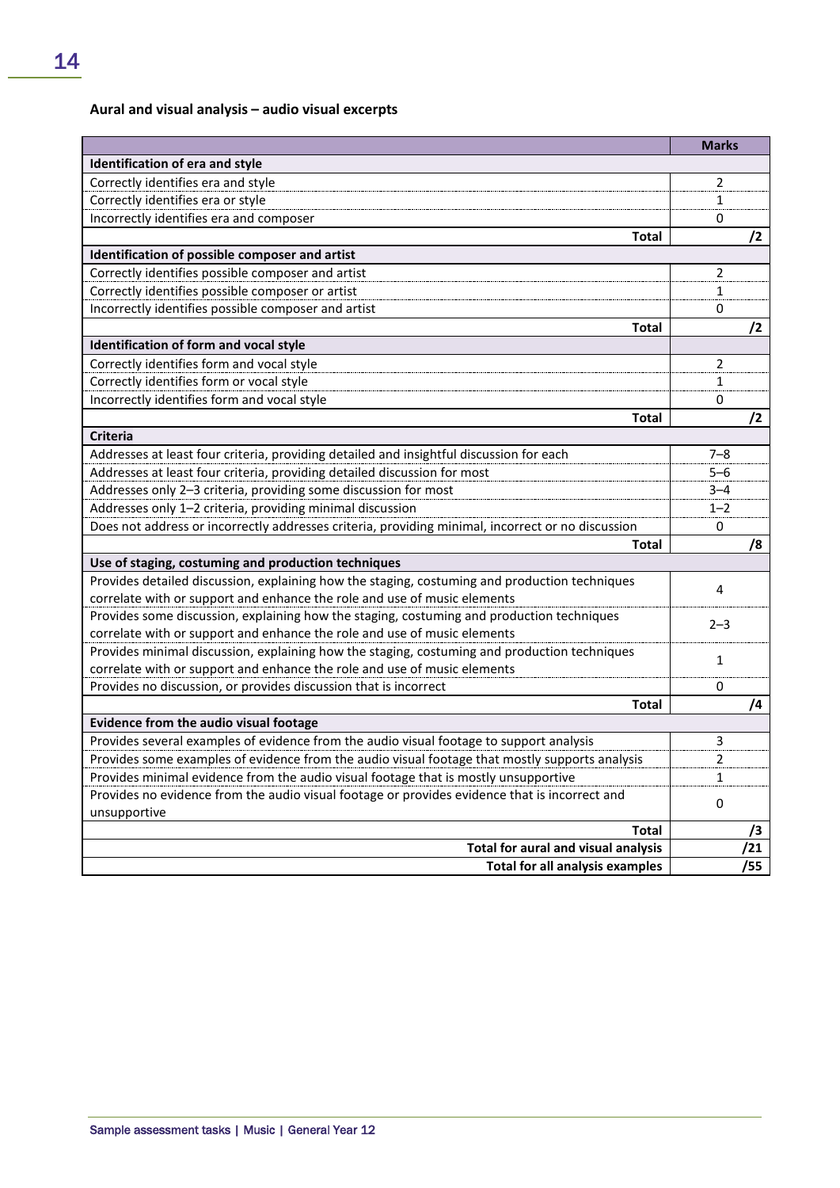**Aural and visual analysis – audio visual excerpts**

| | Marks |
|---|---|
| **Identification of era and style** | |
| Correctly identifies era and style | 2 |
| Correctly identifies era or style | 1 |
| Incorrectly identifies era and composer | 0 |
| **Total** | **/2** |
| **Identification of possible composer and artist** | |
| Correctly identifies possible composer and artist | 2 |
| Correctly identifies possible composer or artist | 1 |
| Incorrectly identifies possible composer and artist | 0 |
| **Total** | **/2** |
| **Identification of form and vocal style** | |
| Correctly identifies form and vocal style | 2 |
| Correctly identifies form or vocal style | 1 |
| Incorrectly identifies form and vocal style | 0 |
| **Total** | **/2** |
| **Criteria** | |
| Addresses at least four criteria, providing detailed and insightful discussion for each | 7–8 |
| Addresses at least four criteria, providing detailed discussion for most | 5–6 |
| Addresses only 2–3 criteria, providing some discussion for most | 3–4 |
| Addresses only 1–2 criteria, providing minimal discussion | 1–2 |
| Does not address or incorrectly addresses criteria, providing minimal, incorrect or no discussion | 0 |
| **Total** | **/8** |
| **Use of staging, costuming and production techniques** | |
| Provides detailed discussion, explaining how the staging, costuming and production techniques correlate with or support and enhance the role and use of music elements | 4 |
| Provides some discussion, explaining how the staging, costuming and production techniques correlate with or support and enhance the role and use of music elements | 2–3 |
| Provides minimal discussion, explaining how the staging, costuming and production techniques correlate with or support and enhance the role and use of music elements | 1 |
| Provides no discussion, or provides discussion that is incorrect | 0 |
| **Total** | **/4** |
| **Evidence from the audio visual footage** | |
| Provides several examples of evidence from the audio visual footage to support analysis | 3 |
| Provides some examples of evidence from the audio visual footage that mostly supports analysis | 2 |
| Provides minimal evidence from the audio visual footage that is mostly unsupportive | 1 |
| Provides no evidence from the audio visual footage or provides evidence that is incorrect and unsupportive | 0 |
| **Total** | **/3** |
| **Total for aural and visual analysis** | **/21** |
| **Total for all analysis examples** | **/55** |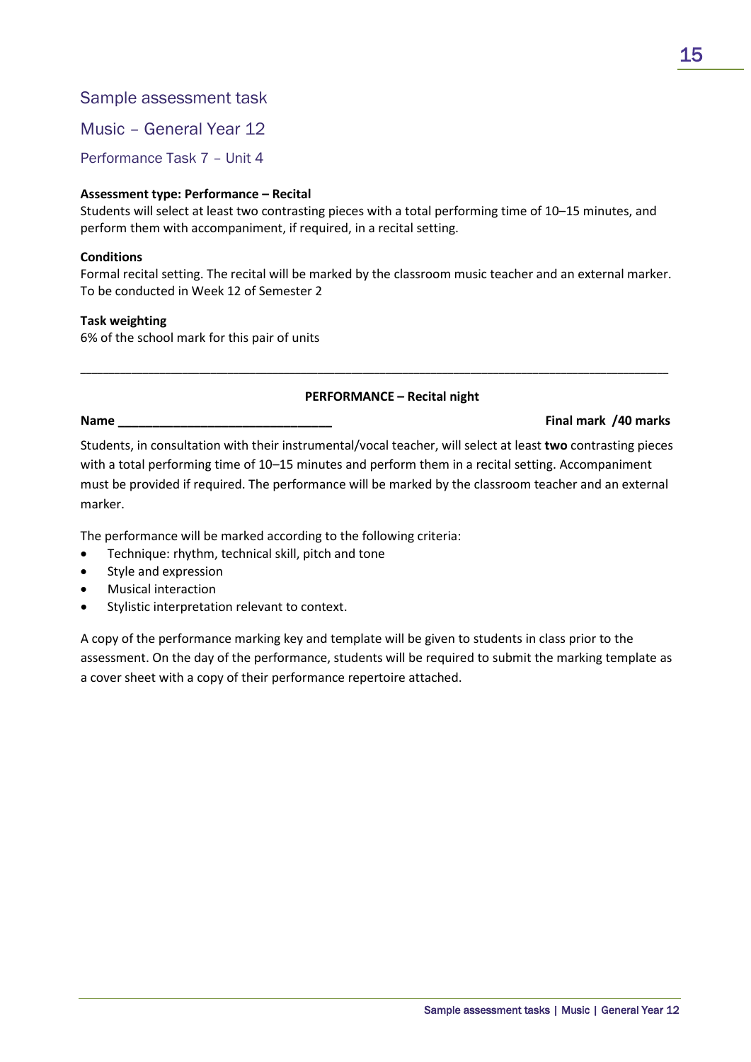## Sample assessment task

## Music – General Year 12

### Performance Task 7 – Unit 4

**Assessment type: Performance – Recital**
Students will select at least two contrasting pieces with a total performing time of 10–15 minutes, and perform them with accompaniment, if required, in a recital setting.

**Conditions**
Formal recital setting. The recital will be marked by the classroom music teacher and an external marker.
To be conducted in Week 12 of Semester 2

**Task weighting**
6% of the school mark for this pair of units

---

**PERFORMANCE – Recital night**

**Name ______________________________** **Final mark /40 marks**

Students, in consultation with their instrumental/vocal teacher, will select at least **two** contrasting pieces with a total performing time of 10–15 minutes and perform them in a recital setting. Accompaniment must be provided if required. The performance will be marked by the classroom teacher and an external marker.

The performance will be marked according to the following criteria:

- Technique: rhythm, technical skill, pitch and tone
- Style and expression
- Musical interaction
- Stylistic interpretation relevant to context.

A copy of the performance marking key and template will be given to students in class prior to the assessment. On the day of the performance, students will be required to submit the marking template as a cover sheet with a copy of their performance repertoire attached.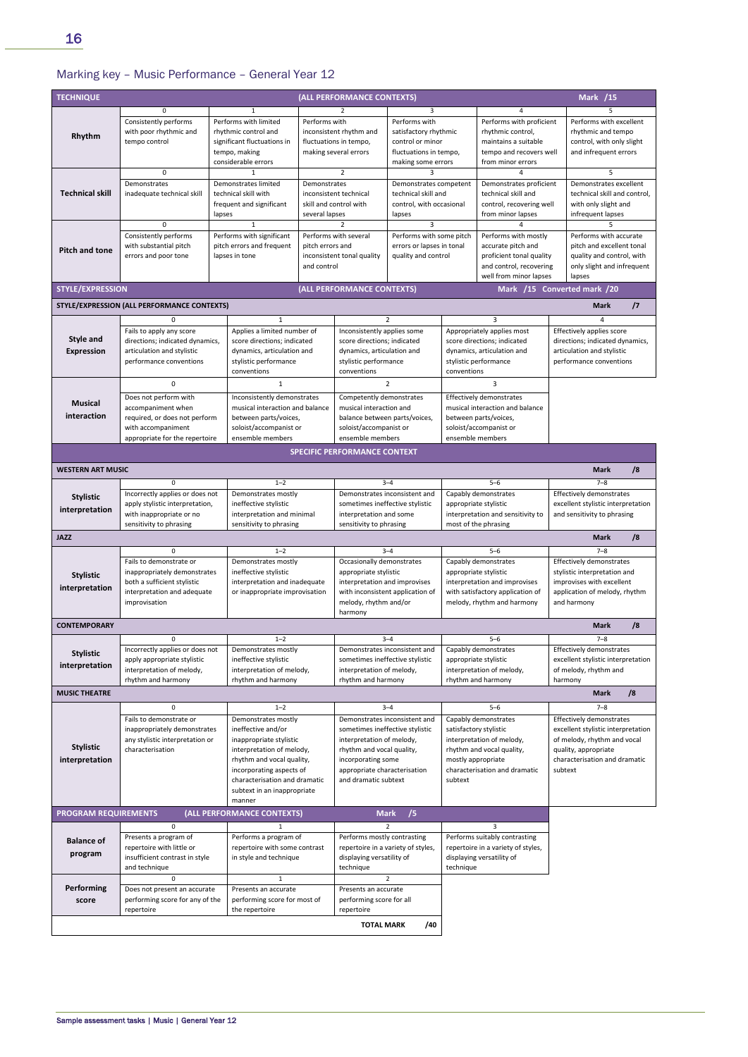## Marking key – Music Performance – General Year 12

| TECHNIQUE | (ALL PERFORMANCE CONTEXTS) | | | | | Mark /15 |
|---|---|---|---|---|---|---|
| | 0 | 1 | 2 | 3 | 4 | 5 |
| **Rhythm** | Consistently performs with poor rhythmic and tempo control | Performs with limited rhythmic control and significant fluctuations in tempo, making considerable errors | Performs with inconsistent rhythm and fluctuations in tempo, making several errors | Performs with satisfactory rhythmic control or minor fluctuations in tempo, making some errors | Performs with proficient rhythmic control, maintains a suitable tempo and recovers well from minor errors | Performs with excellent rhythmic and tempo control, with only slight and infrequent errors |
| | 0 | 1 | 2 | 3 | 4 | 5 |
| **Technical skill** | Demonstrates inadequate technical skill | Demonstrates limited technical skill with frequent and significant lapses | Demonstrates inconsistent technical skill and control with several lapses | Demonstrates competent technical skill and control, with occasional lapses | Demonstrates proficient technical skill and control, recovering well from minor lapses | Demonstrates excellent technical skill and control, with only slight and infrequent lapses |
| | 0 | 1 | 2 | 3 | 4 | 5 |
| **Pitch and tone** | Consistently performs with substantial pitch errors and poor tone | Performs with significant pitch errors and frequent lapses in tone | Performs with several pitch errors and inconsistent tonal quality and control | Performs with some pitch errors or lapses in tonal quality and control | Performs with mostly accurate pitch and proficient tonal quality and control, recovering well from minor lapses | Performs with accurate pitch and excellent tonal quality and control, with only slight and infrequent lapses |

| STYLE/EXPRESSION | (ALL PERFORMANCE CONTEXTS) | | | | Mark /15 Converted mark /20 |
|---|---|---|---|---|---|
| **STYLE/EXPRESSION (ALL PERFORMANCE CONTEXTS)** | | | | | **Mark /7** |
| | 0 | 1 | 2 | 3 | 4 |
| **Style and Expression** | Fails to apply any score directions; indicated dynamics, articulation and stylistic performance conventions | Applies a limited number of score directions; indicated dynamics, articulation and stylistic performance conventions | Inconsistently applies some score directions; indicated dynamics, articulation and stylistic performance conventions | Appropriately applies most score directions; indicated dynamics, articulation and stylistic performance conventions | Effectively applies score directions; indicated dynamics, articulation and stylistic performance conventions |
| | 0 | 1 | 2 | 3 | |
| **Musical interaction** | Does not perform with accompaniment when required, or does not perform with accompaniment appropriate for the repertoire | Inconsistently demonstrates musical interaction and balance between parts/voices, soloist/accompanist or ensemble members | Competently demonstrates musical interaction and balance between parts/voices, soloist/accompanist or ensemble members | Effectively demonstrates musical interaction and balance between parts/voices, soloist/accompanist or ensemble members | |

| SPECIFIC PERFORMANCE CONTEXT | | | | | |
|---|---|---|---|---|---|
| **WESTERN ART MUSIC** | | | | | **Mark /8** |
| | 0 | 1–2 | 3–4 | 5–6 | 7–8 |
| **Stylistic interpretation** | Incorrectly applies or does not apply stylistic interpretation, with inappropriate or no sensitivity to phrasing | Demonstrates mostly ineffective stylistic interpretation and minimal sensitivity to phrasing | Demonstrates inconsistent and sometimes ineffective stylistic interpretation and some sensitivity to phrasing | Capably demonstrates appropriate stylistic interpretation and sensitivity to most of the phrasing | Effectively demonstrates excellent stylistic interpretation and sensitivity to phrasing |
| **JAZZ** | | | | | **Mark /8** |
| | 0 | 1–2 | 3–4 | 5–6 | 7–8 |
| **Stylistic interpretation** | Fails to demonstrate or inappropriately demonstrates both a sufficient stylistic interpretation and adequate improvisation | Demonstrates mostly ineffective stylistic interpretation and inadequate or inappropriate improvisation | Occasionally demonstrates appropriate stylistic interpretation and improvises with inconsistent application of melody, rhythm and/or harmony | Capably demonstrates appropriate stylistic interpretation and improvises with satisfactory application of melody, rhythm and harmony | Effectively demonstrates stylistic interpretation and improvises with excellent application of melody, rhythm and harmony |
| **CONTEMPORARY** | | | | | **Mark /8** |
| | 0 | 1–2 | 3–4 | 5–6 | 7–8 |
| **Stylistic interpretation** | Incorrectly applies or does not apply appropriate stylistic interpretation of melody, rhythm and harmony | Demonstrates mostly ineffective stylistic interpretation of melody, rhythm and harmony | Demonstrates inconsistent and sometimes ineffective stylistic interpretation of melody, rhythm and harmony | Capably demonstrates appropriate stylistic interpretation of melody, rhythm and harmony | Effectively demonstrates excellent stylistic interpretation of melody, rhythm and harmony |
| **MUSIC THEATRE** | | | | | **Mark /8** |
| | 0 | 1–2 | 3–4 | 5–6 | 7–8 |
| **Stylistic interpretation** | Fails to demonstrate or inappropriately demonstrates any stylistic interpretation or characterisation | Demonstrates mostly ineffective and/or inappropriate stylistic interpretation of melody, rhythm and vocal quality, incorporating aspects of characterisation and dramatic subtext in an inappropriate manner | Demonstrates inconsistent and sometimes ineffective stylistic interpretation of melody, rhythm and vocal quality, incorporating some appropriate characterisation and dramatic subtext | Capably demonstrates satisfactory stylistic interpretation of melody, rhythm and vocal quality, mostly appropriate characterisation and dramatic subtext | Effectively demonstrates excellent stylistic interpretation of melody, rhythm and vocal quality, appropriate characterisation and dramatic subtext |

| PROGRAM REQUIREMENTS | (ALL PERFORMANCE CONTEXTS) | Mark /5 | |
|---|---|---|---|
| | 0 | 1 | 2 | 3 |
| **Balance of program** | Presents a program of repertoire with little or insufficient contrast in style and technique | Performs a program of repertoire with some contrast in style and technique | Performs mostly contrasting repertoire in a variety of styles, displaying versatility of technique | Performs suitably contrasting repertoire in a variety of styles, displaying versatility of technique |
| | 0 | 1 | 2 | |
| **Performing score** | Does not present an accurate performing score for any of the repertoire | Presents an accurate performing score for most of the repertoire | Presents an accurate performing score for all repertoire | |
| | | | **TOTAL MARK /40** | |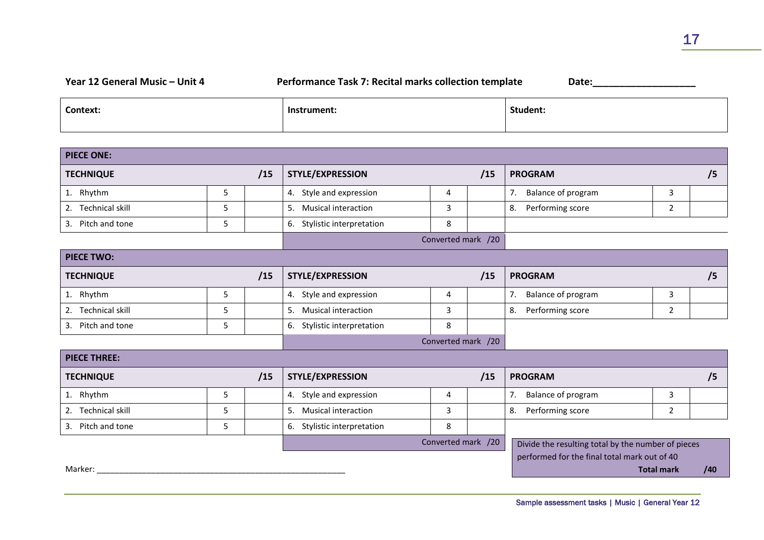**Year 12 General Music – Unit 4** **Performance Task 7: Recital marks collection template** **Date:___________________**

| **Context:** | **Instrument:** | **Student:** |
|---|---|---|
| | | |

| **PIECE ONE:** | | | | | | | | |
|---|---|---|---|---|---|---|---|---|
| **TECHNIQUE** | | **/15** | **STYLE/EXPRESSION** | | **/15** | **PROGRAM** | | **/5** |
| 1. Rhythm | 5 | | 4. Style and expression | 4 | | 7. Balance of program | 3 | |
| 2. Technical skill | 5 | | 5. Musical interaction | 3 | | 8. Performing score | 2 | |
| 3. Pitch and tone | 5 | | 6. Stylistic interpretation | 8 | | | | |
| | | | | Converted mark /20 | | | | |

| **PIECE TWO:** | | | | | | | | |
|---|---|---|---|---|---|---|---|---|
| **TECHNIQUE** | | **/15** | **STYLE/EXPRESSION** | | **/15** | **PROGRAM** | | **/5** |
| 1. Rhythm | 5 | | 4. Style and expression | 4 | | 7. Balance of program | 3 | |
| 2. Technical skill | 5 | | 5. Musical interaction | 3 | | 8. Performing score | 2 | |
| 3. Pitch and tone | 5 | | 6. Stylistic interpretation | 8 | | | | |
| | | | | Converted mark /20 | | | | |

| **PIECE THREE:** | | | | | | | | |
|---|---|---|---|---|---|---|---|---|
| **TECHNIQUE** | | **/15** | **STYLE/EXPRESSION** | | **/15** | **PROGRAM** | | **/5** |
| 1. Rhythm | 5 | | 4. Style and expression | 4 | | 7. Balance of program | 3 | |
| 2. Technical skill | 5 | | 5. Musical interaction | 3 | | 8. Performing score | 2 | |
| 3. Pitch and tone | 5 | | 6. Stylistic interpretation | 8 | | | | |
| | | | | Converted mark /20 | | | | |

Divide the resulting total by the number of pieces performed for the final total mark out of 40

**Total mark** **/40**

Marker: ________________________________________________________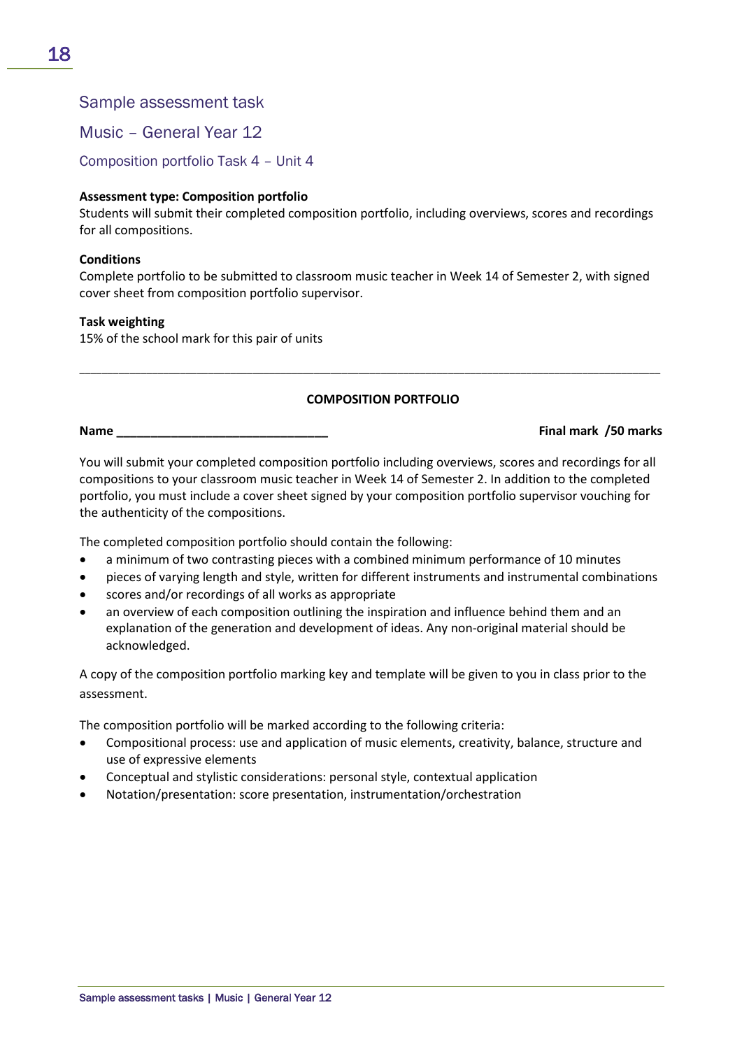## Sample assessment task

## Music – General Year 12

### Composition portfolio Task 4 – Unit 4

**Assessment type: Composition portfolio**
Students will submit their completed composition portfolio, including overviews, scores and recordings for all compositions.

**Conditions**
Complete portfolio to be submitted to classroom music teacher in Week 14 of Semester 2, with signed cover sheet from composition portfolio supervisor.

**Task weighting**
15% of the school mark for this pair of units

---

**COMPOSITION PORTFOLIO**

**Name \_\_\_\_\_\_\_\_\_\_\_\_\_\_\_\_\_\_\_\_\_\_\_\_\_\_\_\_\_\_\_** **Final mark /50 marks**

You will submit your completed composition portfolio including overviews, scores and recordings for all compositions to your classroom music teacher in Week 14 of Semester 2. In addition to the completed portfolio, you must include a cover sheet signed by your composition portfolio supervisor vouching for the authenticity of the compositions.

The completed composition portfolio should contain the following:

- a minimum of two contrasting pieces with a combined minimum performance of 10 minutes
- pieces of varying length and style, written for different instruments and instrumental combinations
- scores and/or recordings of all works as appropriate
- an overview of each composition outlining the inspiration and influence behind them and an explanation of the generation and development of ideas. Any non-original material should be acknowledged.

A copy of the composition portfolio marking key and template will be given to you in class prior to the assessment.

The composition portfolio will be marked according to the following criteria:

- Compositional process: use and application of music elements, creativity, balance, structure and use of expressive elements
- Conceptual and stylistic considerations: personal style, contextual application
- Notation/presentation: score presentation, instrumentation/orchestration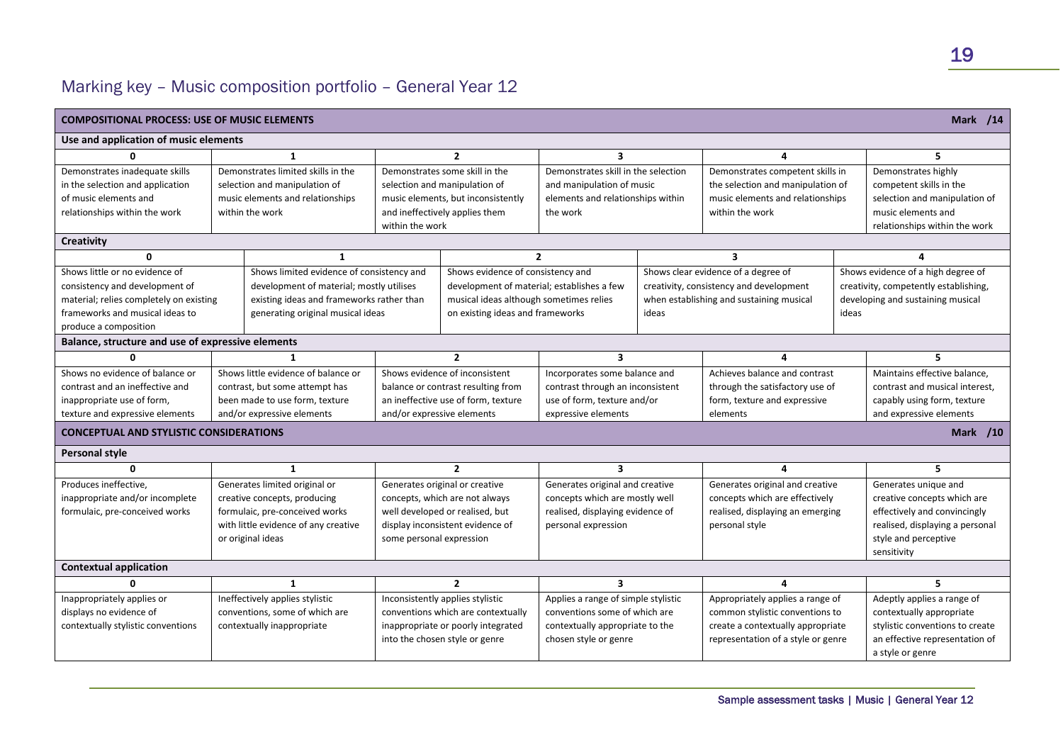# Marking key – Music composition portfolio – General Year 12

| COMPOSITIONAL PROCESS: USE OF MUSIC ELEMENTS | | | | | Mark /14 |
|---|---|---|---|---|---|
| **Use and application of music elements** | | | | | |
| **0** | **1** | **2** | **3** | **4** | **5** |
| Demonstrates inadequate skills in the selection and application of music elements and relationships within the work | Demonstrates limited skills in the selection and manipulation of music elements and relationships within the work | Demonstrates some skill in the selection and manipulation of music elements, but inconsistently and ineffectively applies them within the work | Demonstrates skill in the selection and manipulation of music elements and relationships within the work | Demonstrates competent skills in the selection and manipulation of music elements and relationships within the work | Demonstrates highly competent skills in the selection and manipulation of music elements and relationships within the work |

| **Creativity** | | | | |
|---|---|---|---|---|
| **0** | **1** | **2** | **3** | **4** |
| Shows little or no evidence of consistency and development of material; relies completely on existing frameworks and musical ideas to produce a composition | Shows limited evidence of consistency and development of material; mostly utilises existing ideas and frameworks rather than generating original musical ideas | Shows evidence of consistency and development of material; establishes a few musical ideas although sometimes relies on existing ideas and frameworks | Shows clear evidence of a degree of creativity, consistency and development when establishing and sustaining musical ideas | Shows evidence of a high degree of creativity, competently establishing, developing and sustaining musical ideas |

| **Balance, structure and use of expressive elements** | | | | | |
|---|---|---|---|---|---|
| **0** | **1** | **2** | **3** | **4** | **5** |
| Shows no evidence of balance or contrast and an ineffective and inappropriate use of form, texture and expressive elements | Shows little evidence of balance or contrast, but some attempt has been made to use form, texture and/or expressive elements | Shows evidence of inconsistent balance or contrast resulting from an ineffective use of form, texture and/or expressive elements | Incorporates some balance and contrast through an inconsistent use of form, texture and/or expressive elements | Achieves balance and contrast through the satisfactory use of form, texture and expressive elements | Maintains effective balance, contrast and musical interest, capably using form, texture and expressive elements |

| CONCEPTUAL AND STYLISTIC CONSIDERATIONS | | | | | Mark /10 |
|---|---|---|---|---|---|
| **Personal style** | | | | | |
| **0** | **1** | **2** | **3** | **4** | **5** |
| Produces ineffective, inappropriate and/or incomplete formulaic, pre-conceived works | Generates limited original or creative concepts, producing formulaic, pre-conceived works with little evidence of any creative or original ideas | Generates original or creative concepts, which are not always well developed or realised, but display inconsistent evidence of some personal expression | Generates original and creative concepts which are mostly well realised, displaying evidence of personal expression | Generates original and creative concepts which are effectively realised, displaying an emerging personal style | Generates unique and creative concepts which are effectively and convincingly realised, displaying a personal style and perceptive sensitivity |
| **Contextual application** | | | | | |
| **0** | **1** | **2** | **3** | **4** | **5** |
| Inappropriately applies or displays no evidence of contextually stylistic conventions | Ineffectively applies stylistic conventions, some of which are contextually inappropriate | Inconsistently applies stylistic conventions which are contextually inappropriate or poorly integrated into the chosen style or genre | Applies a range of simple stylistic conventions some of which are contextually appropriate to the chosen style or genre | Appropriately applies a range of common stylistic conventions to create a contextually appropriate representation of a style or genre | Adeptly applies a range of contextually appropriate stylistic conventions to create an effective representation of a style or genre |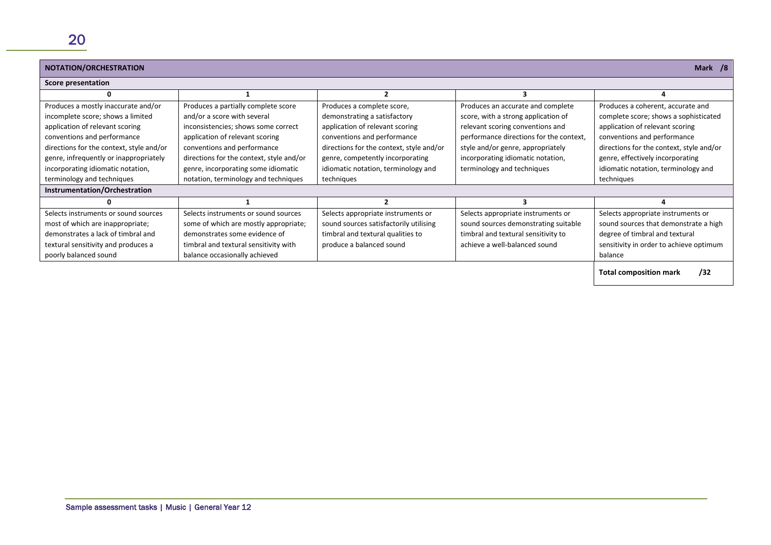| NOTATION/ORCHESTRATION | | | | Mark /8 |
|---|---|---|---|---|
| **Score presentation** | | | | |
| **0** | **1** | **2** | **3** | **4** |
| Produces a mostly inaccurate and/or incomplete score; shows a limited application of relevant scoring conventions and performance directions for the context, style and/or genre, infrequently or inappropriately incorporating idiomatic notation, terminology and techniques | Produces a partially complete score and/or a score with several inconsistencies; shows some correct application of relevant scoring conventions and performance directions for the context, style and/or genre, incorporating some idiomatic notation, terminology and techniques | Produces a complete score, demonstrating a satisfactory application of relevant scoring conventions and performance directions for the context, style and/or genre, competently incorporating idiomatic notation, terminology and techniques | Produces an accurate and complete score, with a strong application of relevant scoring conventions and performance directions for the context, style and/or genre, appropriately incorporating idiomatic notation, terminology and techniques | Produces a coherent, accurate and complete score; shows a sophisticated application of relevant scoring conventions and performance directions for the context, style and/or genre, effectively incorporating idiomatic notation, terminology and techniques |
| **Instrumentation/Orchestration** | | | | |
| **0** | **1** | **2** | **3** | **4** |
| Selects instruments or sound sources most of which are inappropriate; demonstrates a lack of timbral and textural sensitivity and produces a poorly balanced sound | Selects instruments or sound sources some of which are mostly appropriate; demonstrates some evidence of timbral and textural sensitivity with balance occasionally achieved | Selects appropriate instruments or sound sources satisfactorily utilising timbral and textural qualities to produce a balanced sound | Selects appropriate instruments or sound sources demonstrating suitable timbral and textural sensitivity to achieve a well-balanced sound | Selects appropriate instruments or sound sources that demonstrate a high degree of timbral and textural sensitivity in order to achieve optimum balance |
| | | | | **Total composition mark /32** |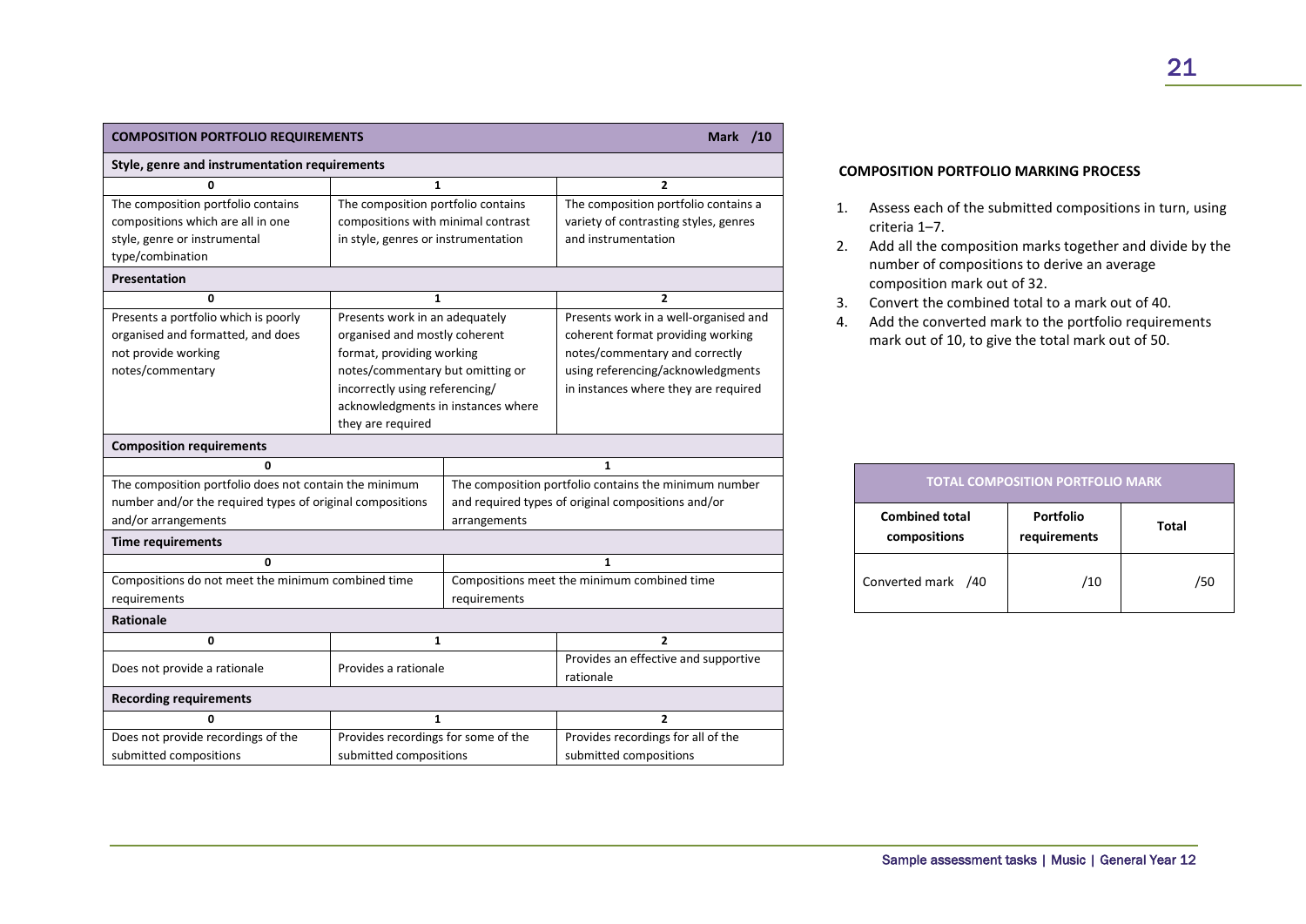| COMPOSITION PORTFOLIO REQUIREMENTS | | Mark /10 |
|---|---|---|
| **Style, genre and instrumentation requirements** | | |
| **0** | **1** | **2** |
| The composition portfolio contains compositions which are all in one style, genre or instrumental type/combination | The composition portfolio contains compositions with minimal contrast in style, genres or instrumentation | The composition portfolio contains a variety of contrasting styles, genres and instrumentation |
| **Presentation** | | |
| **0** | **1** | **2** |
| Presents a portfolio which is poorly organised and formatted, and does not provide working notes/commentary | Presents work in an adequately organised and mostly coherent format, providing working notes/commentary but omitting or incorrectly using referencing/ acknowledgments in instances where they are required | Presents work in a well-organised and coherent format providing working notes/commentary and correctly using referencing/acknowledgments in instances where they are required |
| **Composition requirements** | | |
| **0** | **1** | |
| The composition portfolio does not contain the minimum number and/or the required types of original compositions and/or arrangements | The composition portfolio contains the minimum number and required types of original compositions and/or arrangements | |
| **Time requirements** | | |
| **0** | **1** | |
| Compositions do not meet the minimum combined time requirements | Compositions meet the minimum combined time requirements | |
| **Rationale** | | |
| **0** | **1** | **2** |
| Does not provide a rationale | Provides a rationale | Provides an effective and supportive rationale |
| **Recording requirements** | | |
| **0** | **1** | **2** |
| Does not provide recordings of the submitted compositions | Provides recordings for some of the submitted compositions | Provides recordings for all of the submitted compositions |

**COMPOSITION PORTFOLIO MARKING PROCESS**

1. Assess each of the submitted compositions in turn, using criteria 1–7.
2. Add all the composition marks together and divide by the number of compositions to derive an average composition mark out of 32.
3. Convert the combined total to a mark out of 40.
4. Add the converted mark to the portfolio requirements mark out of 10, to give the total mark out of 50.

| TOTAL COMPOSITION PORTFOLIO MARK | | |
|---|---|---|
| **Combined total compositions** | **Portfolio requirements** | **Total** |
| Converted mark /40 | /10 | /50 |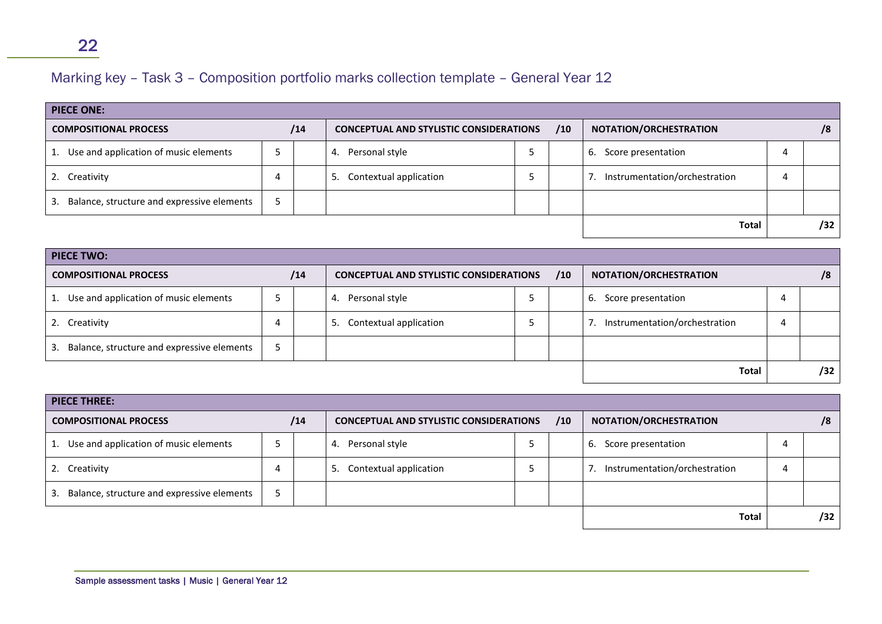## Marking key – Task 3 – Composition portfolio marks collection template – General Year 12

| PIECE ONE: | | | | | | | | |
|---|---|---|---|---|---|---|---|---|
| **COMPOSITIONAL PROCESS** | | **/14** | **CONCEPTUAL AND STYLISTIC CONSIDERATIONS** | | **/10** | **NOTATION/ORCHESTRATION** | | **/8** |
| 1. Use and application of music elements | 5 | | 4. Personal style | 5 | | 6. Score presentation | 4 | |
| 2. Creativity | 4 | | 5. Contextual application | 5 | | 7. Instrumentation/orchestration | 4 | |
| 3. Balance, structure and expressive elements | 5 | | | | | | | |
| | | | | | | **Total** | | **/32** |

| PIECE TWO: | | | | | | | | |
|---|---|---|---|---|---|---|---|---|
| **COMPOSITIONAL PROCESS** | | **/14** | **CONCEPTUAL AND STYLISTIC CONSIDERATIONS** | | **/10** | **NOTATION/ORCHESTRATION** | | **/8** |
| 1. Use and application of music elements | 5 | | 4. Personal style | 5 | | 6. Score presentation | 4 | |
| 2. Creativity | 4 | | 5. Contextual application | 5 | | 7. Instrumentation/orchestration | 4 | |
| 3. Balance, structure and expressive elements | 5 | | | | | | | |
| | | | | | | **Total** | | **/32** |

| PIECE THREE: | | | | | | | | |
|---|---|---|---|---|---|---|---|---|
| **COMPOSITIONAL PROCESS** | | **/14** | **CONCEPTUAL AND STYLISTIC CONSIDERATIONS** | | **/10** | **NOTATION/ORCHESTRATION** | | **/8** |
| 1. Use and application of music elements | 5 | | 4. Personal style | 5 | | 6. Score presentation | 4 | |
| 2. Creativity | 4 | | 5. Contextual application | 5 | | 7. Instrumentation/orchestration | 4 | |
| 3. Balance, structure and expressive elements | 5 | | | | | | | |
| | | | | | | **Total** | | **/32** |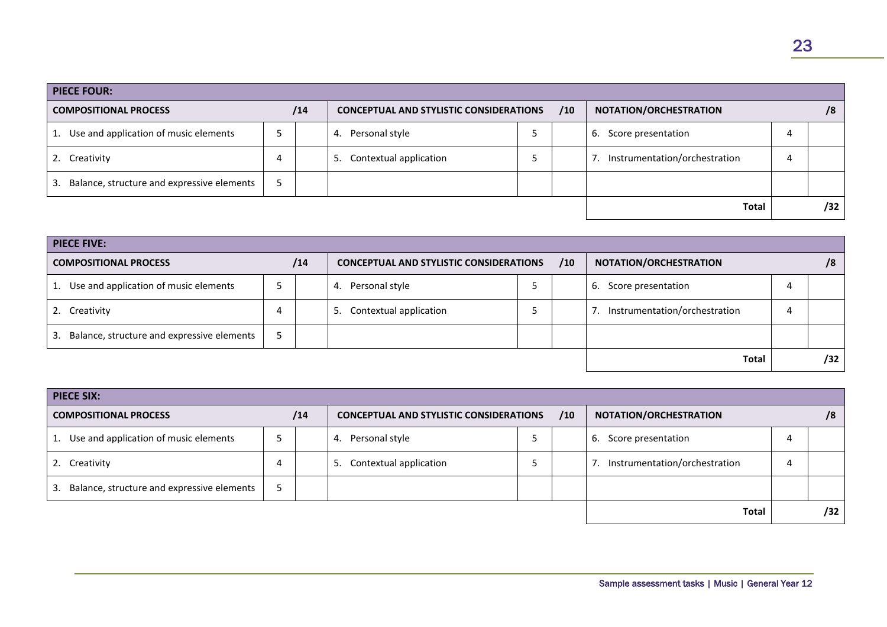| PIECE FOUR: | | | | | | | | |
|---|---|---|---|---|---|---|---|---|
| **COMPOSITIONAL PROCESS** | | **/14** | **CONCEPTUAL AND STYLISTIC CONSIDERATIONS** | | **/10** | **NOTATION/ORCHESTRATION** | | **/8** |
| 1. Use and application of music elements | 5 | | 4. Personal style | 5 | | 6. Score presentation | 4 | |
| 2. Creativity | 4 | | 5. Contextual application | 5 | | 7. Instrumentation/orchestration | 4 | |
| 3. Balance, structure and expressive elements | 5 | | | | | | | |
| | | | | | | **Total** | | **/32** |

| PIECE FIVE: | | | | | | | | |
|---|---|---|---|---|---|---|---|---|
| **COMPOSITIONAL PROCESS** | | **/14** | **CONCEPTUAL AND STYLISTIC CONSIDERATIONS** | | **/10** | **NOTATION/ORCHESTRATION** | | **/8** |
| 1. Use and application of music elements | 5 | | 4. Personal style | 5 | | 6. Score presentation | 4 | |
| 2. Creativity | 4 | | 5. Contextual application | 5 | | 7. Instrumentation/orchestration | 4 | |
| 3. Balance, structure and expressive elements | 5 | | | | | | | |
| | | | | | | **Total** | | **/32** |

| PIECE SIX: | | | | | | | | |
|---|---|---|---|---|---|---|---|---|
| **COMPOSITIONAL PROCESS** | | **/14** | **CONCEPTUAL AND STYLISTIC CONSIDERATIONS** | | **/10** | **NOTATION/ORCHESTRATION** | | **/8** |
| 1. Use and application of music elements | 5 | | 4. Personal style | 5 | | 6. Score presentation | 4 | |
| 2. Creativity | 4 | | 5. Contextual application | 5 | | 7. Instrumentation/orchestration | 4 | |
| 3. Balance, structure and expressive elements | 5 | | | | | | | |
| | | | | | | **Total** | | **/32** |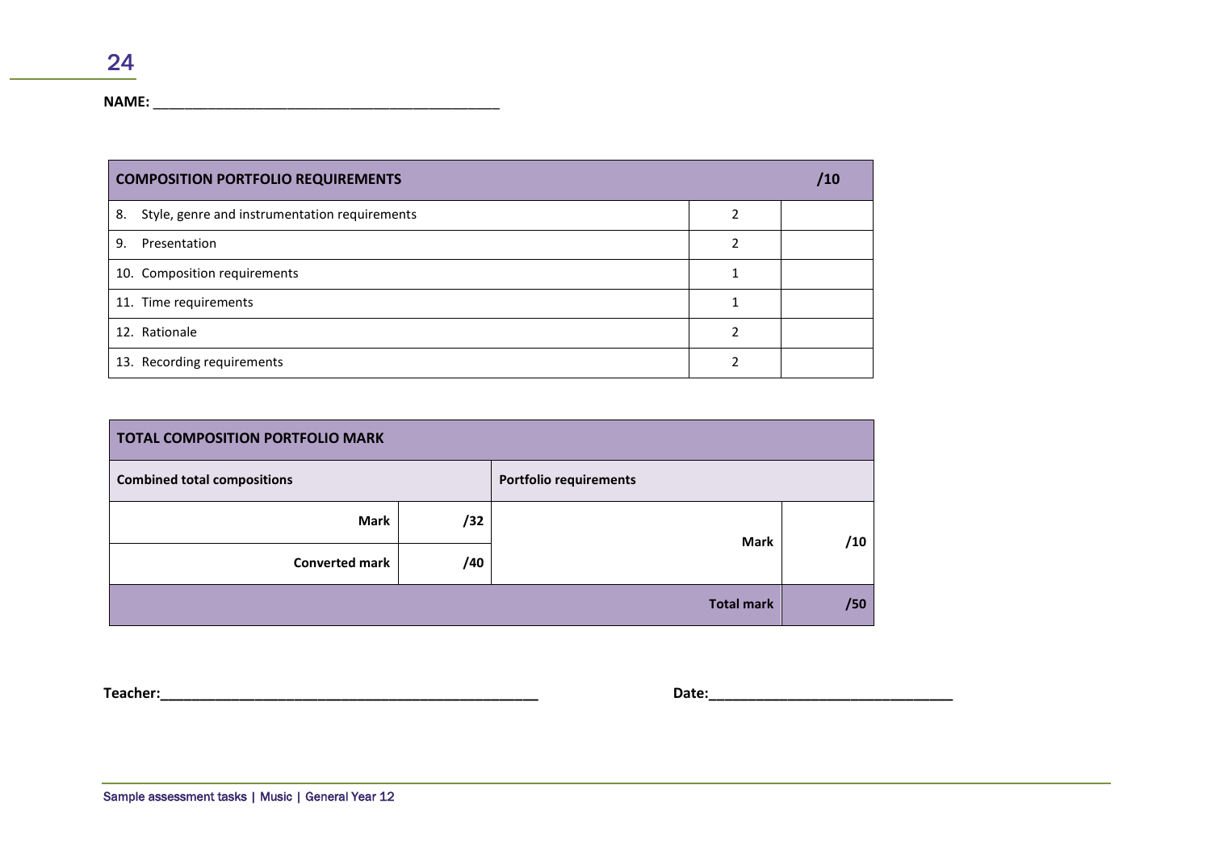**NAME:** ___________________________________________

| COMPOSITION PORTFOLIO REQUIREMENTS | /10 | |
|---|---|---|
| 8. Style, genre and instrumentation requirements | 2 | |
| 9. Presentation | 2 | |
| 10. Composition requirements | 1 | |
| 11. Time requirements | 1 | |
| 12. Rationale | 2 | |
| 13. Recording requirements | 2 | |

| TOTAL COMPOSITION PORTFOLIO MARK | | | |
|---|---|---|---|
| **Combined total compositions** | | **Portfolio requirements** | |
| **Mark** | **/32** | **Mark** | **/10** |
| **Converted mark** | **/40** | | |
| | | **Total mark** | **/50** |

**Teacher:**_______________________________________________ **Date:**_____________________________